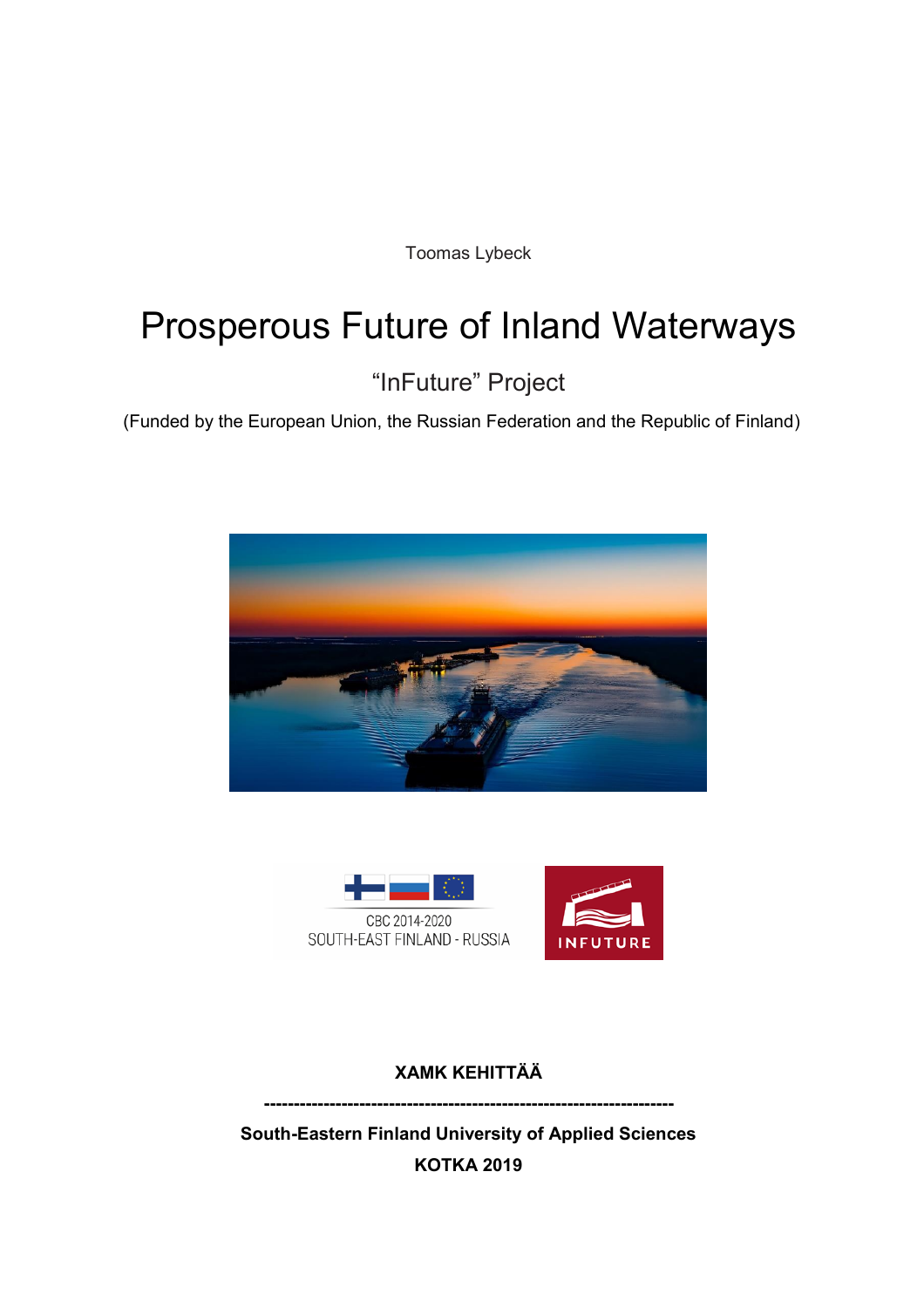Toomas Lybeck

# Prosperous Future of Inland Waterways

## "InFuture" Project

(Funded by the European Union, the Russian Federation and the Republic of Finland)

CBC 2014-2020
SOUTH-EAST FINLAND - RUSSIA

INFUTURE

**XAMK KEHITTÄÄ**

**-----------------------------------------------------------------------**

**South-Eastern Finland University of Applied Sciences**

**KOTKA 2019**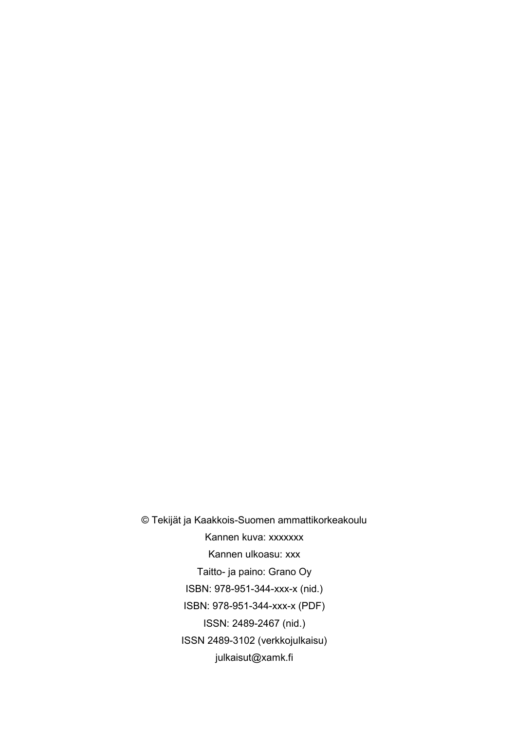© Tekijät ja Kaakkois-Suomen ammattikorkeakoulu

Kannen kuva: xxxxxxx

Kannen ulkoasu: xxx

Taitto- ja paino: Grano Oy

ISBN: 978-951-344-xxx-x (nid.)

ISBN: 978-951-344-xxx-x (PDF)

ISSN: 2489-2467 (nid.)

ISSN 2489-3102 (verkkojulkaisu)

julkaisut@xamk.fi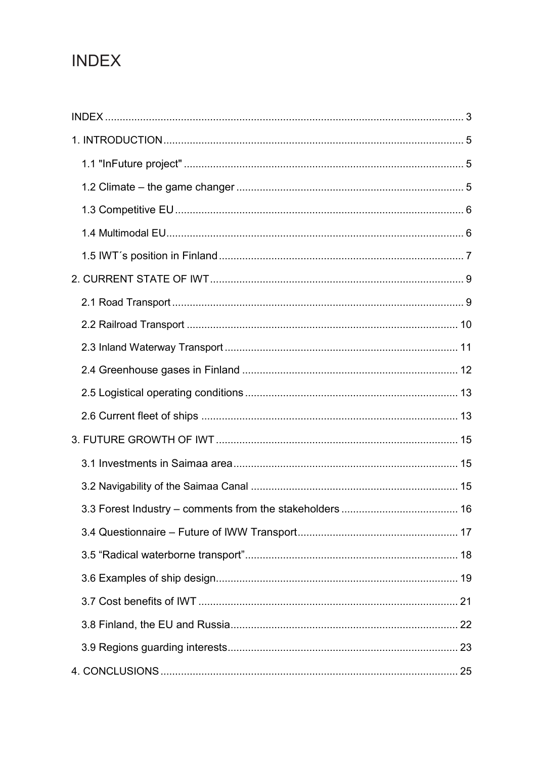# INDEX

INDEX ..................................................................................................................... 3

1. INTRODUCTION ................................................................................................... 5

1.1 "InFuture project" ............................................................................................... 5

1.2 Climate – the game changer ............................................................................. 5

1.3 Competitive EU .................................................................................................. 6

1.4 Multimodal EU .................................................................................................... 6

1.5 IWT´s position in Finland ................................................................................... 7

2. CURRENT STATE OF IWT ................................................................................... 9

2.1 Road Transport ................................................................................................... 9

2.2 Railroad Transport ............................................................................................ 10

2.3 Inland Waterway Transport ............................................................................... 11

2.4 Greenhouse gases in Finland ........................................................................... 12

2.5 Logistical operating conditions .......................................................................... 13

2.6 Current fleet of ships ........................................................................................ 13

3. FUTURE GROWTH OF IWT ................................................................................ 15

3.1 Investments in Saimaa area ............................................................................. 15

3.2 Navigability of the Saimaa Canal ...................................................................... 15

3.3 Forest Industry – comments from the stakeholders ......................................... 16

3.4 Questionnaire – Future of IWW Transport ........................................................ 17

3.5 "Radical waterborne transport" ......................................................................... 18

3.6 Examples of ship design ................................................................................... 19

3.7 Cost benefits of IWT ......................................................................................... 21

3.8 Finland, the EU and Russia .............................................................................. 22

3.9 Regions guarding interests ............................................................................... 23

4. CONCLUSIONS .................................................................................................. 25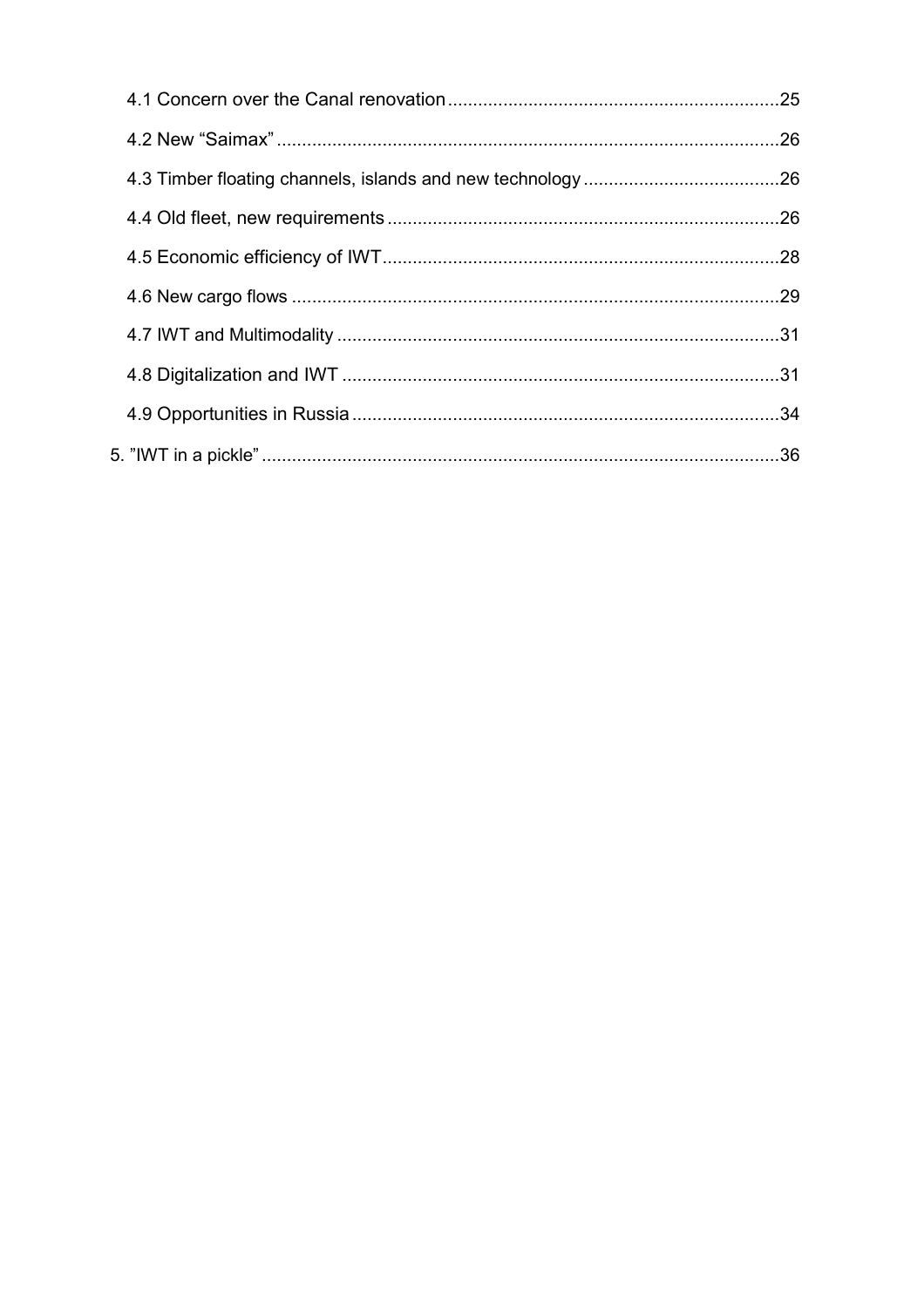4.1 Concern over the Canal renovation ..... 25

4.2 New “Saimax” ..... 26

4.3 Timber floating channels, islands and new technology ..... 26

4.4 Old fleet, new requirements ..... 26

4.5 Economic efficiency of IWT ..... 28

4.6 New cargo flows ..... 29

4.7 IWT and Multimodality ..... 31

4.8 Digitalization and IWT ..... 31

4.9 Opportunities in Russia ..... 34

5. ”IWT in a pickle” ..... 36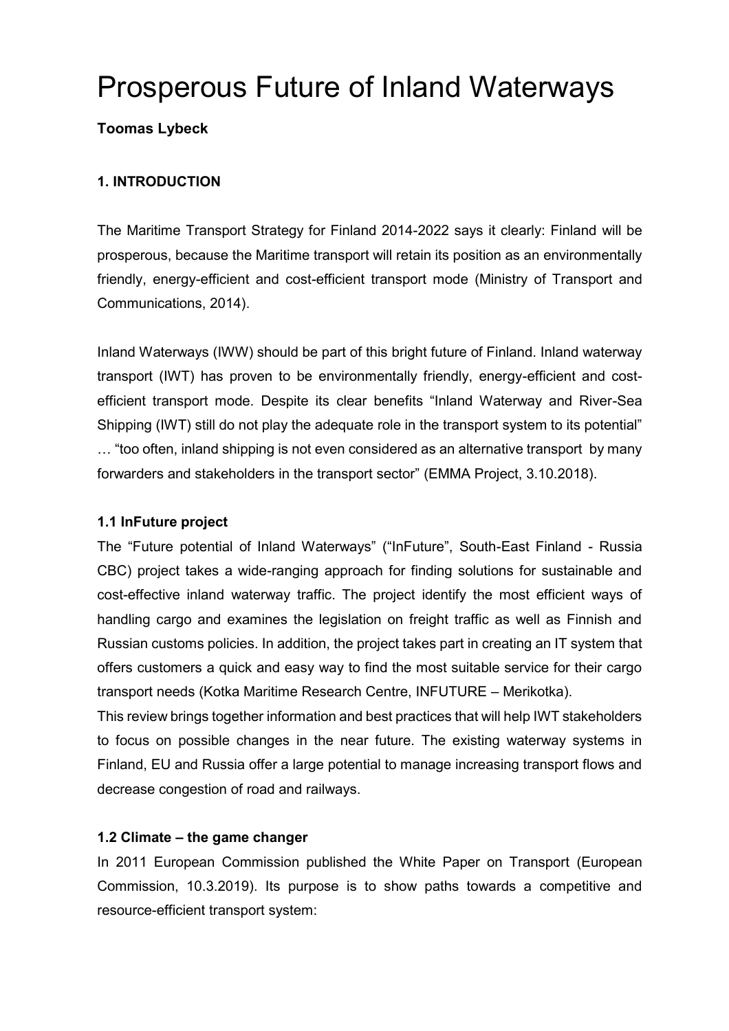# Prosperous Future of Inland Waterways

**Toomas Lybeck**

### 1. INTRODUCTION

The Maritime Transport Strategy for Finland 2014-2022 says it clearly: Finland will be prosperous, because the Maritime transport will retain its position as an environmentally friendly, energy-efficient and cost-efficient transport mode (Ministry of Transport and Communications, 2014).

Inland Waterways (IWW) should be part of this bright future of Finland. Inland waterway transport (IWT) has proven to be environmentally friendly, energy-efficient and cost-efficient transport mode. Despite its clear benefits "Inland Waterway and River-Sea Shipping (IWT) still do not play the adequate role in the transport system to its potential" … "too often, inland shipping is not even considered as an alternative transport by many forwarders and stakeholders in the transport sector" (EMMA Project, 3.10.2018).

#### 1.1 InFuture project

The "Future potential of Inland Waterways" ("InFuture", South-East Finland - Russia CBC) project takes a wide-ranging approach for finding solutions for sustainable and cost-effective inland waterway traffic. The project identify the most efficient ways of handling cargo and examines the legislation on freight traffic as well as Finnish and Russian customs policies. In addition, the project takes part in creating an IT system that offers customers a quick and easy way to find the most suitable service for their cargo transport needs (Kotka Maritime Research Centre, INFUTURE – Merikotka).

This review brings together information and best practices that will help IWT stakeholders to focus on possible changes in the near future. The existing waterway systems in Finland, EU and Russia offer a large potential to manage increasing transport flows and decrease congestion of road and railways.

#### 1.2 Climate – the game changer

In 2011 European Commission published the White Paper on Transport (European Commission, 10.3.2019). Its purpose is to show paths towards a competitive and resource-efficient transport system: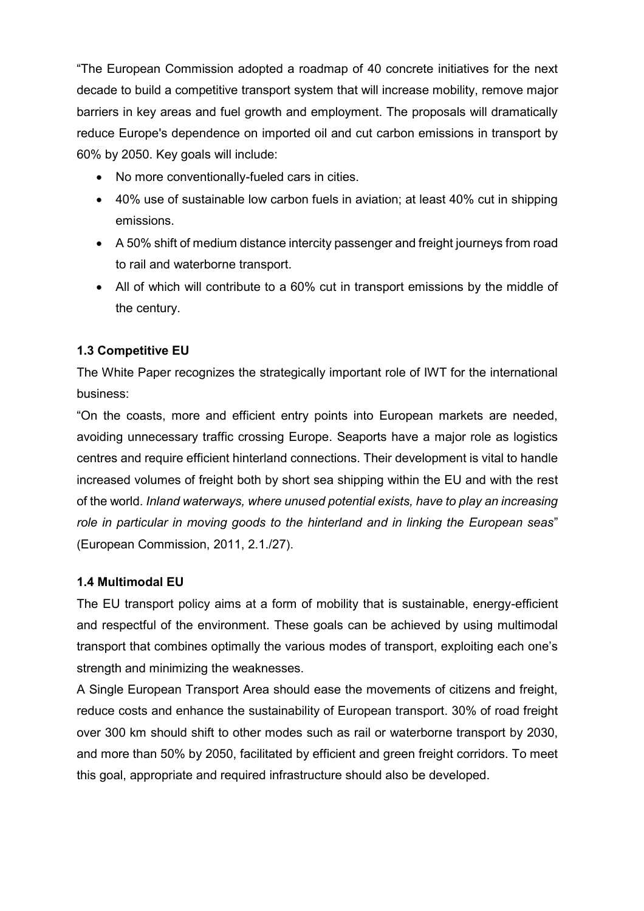"The European Commission adopted a roadmap of 40 concrete initiatives for the next decade to build a competitive transport system that will increase mobility, remove major barriers in key areas and fuel growth and employment. The proposals will dramatically reduce Europe's dependence on imported oil and cut carbon emissions in transport by 60% by 2050. Key goals will include:

- No more conventionally-fueled cars in cities.
- 40% use of sustainable low carbon fuels in aviation; at least 40% cut in shipping emissions.
- A 50% shift of medium distance intercity passenger and freight journeys from road to rail and waterborne transport.
- All of which will contribute to a 60% cut in transport emissions by the middle of the century.

### 1.3 Competitive EU

The White Paper recognizes the strategically important role of IWT for the international business:

"On the coasts, more and efficient entry points into European markets are needed, avoiding unnecessary traffic crossing Europe. Seaports have a major role as logistics centres and require efficient hinterland connections. Their development is vital to handle increased volumes of freight both by short sea shipping within the EU and with the rest of the world. *Inland waterways, where unused potential exists, have to play an increasing role in particular in moving goods to the hinterland and in linking the European seas*" (European Commission, 2011, 2.1./27).

### 1.4 Multimodal EU

The EU transport policy aims at a form of mobility that is sustainable, energy-efficient and respectful of the environment. These goals can be achieved by using multimodal transport that combines optimally the various modes of transport, exploiting each one's strength and minimizing the weaknesses.

A Single European Transport Area should ease the movements of citizens and freight, reduce costs and enhance the sustainability of European transport. 30% of road freight over 300 km should shift to other modes such as rail or waterborne transport by 2030, and more than 50% by 2050, facilitated by efficient and green freight corridors. To meet this goal, appropriate and required infrastructure should also be developed.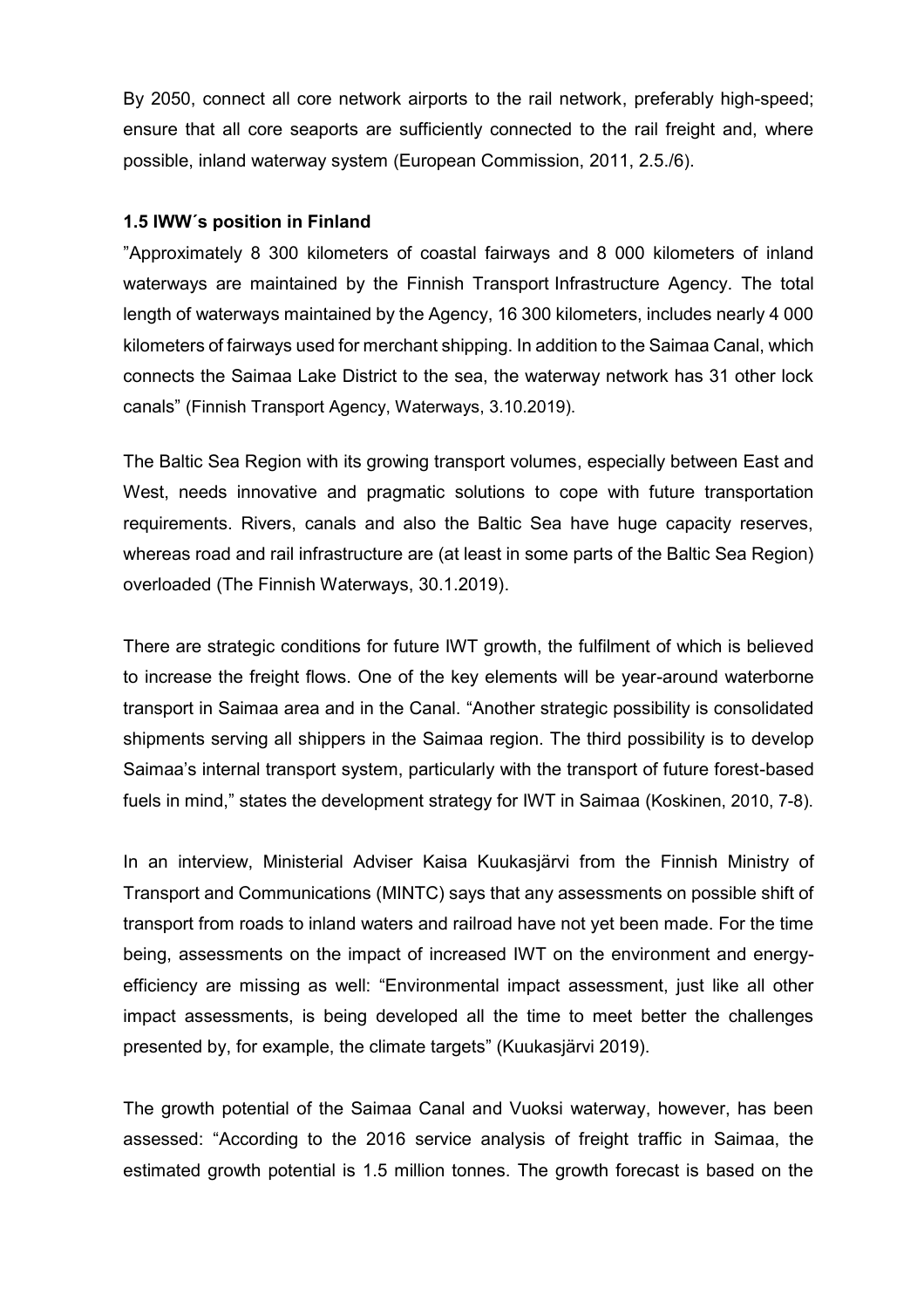By 2050, connect all core network airports to the rail network, preferably high-speed; ensure that all core seaports are sufficiently connected to the rail freight and, where possible, inland waterway system (European Commission, 2011, 2.5./6).

### 1.5 IWW´s position in Finland

”Approximately 8 300 kilometers of coastal fairways and 8 000 kilometers of inland waterways are maintained by the Finnish Transport Infrastructure Agency. The total length of waterways maintained by the Agency, 16 300 kilometers, includes nearly 4 000 kilometers of fairways used for merchant shipping. In addition to the Saimaa Canal, which connects the Saimaa Lake District to the sea, the waterway network has 31 other lock canals" (Finnish Transport Agency, Waterways, 3.10.2019).

The Baltic Sea Region with its growing transport volumes, especially between East and West, needs innovative and pragmatic solutions to cope with future transportation requirements. Rivers, canals and also the Baltic Sea have huge capacity reserves, whereas road and rail infrastructure are (at least in some parts of the Baltic Sea Region) overloaded (The Finnish Waterways, 30.1.2019).

There are strategic conditions for future IWT growth, the fulfilment of which is believed to increase the freight flows. One of the key elements will be year-around waterborne transport in Saimaa area and in the Canal. "Another strategic possibility is consolidated shipments serving all shippers in the Saimaa region. The third possibility is to develop Saimaa's internal transport system, particularly with the transport of future forest-based fuels in mind," states the development strategy for IWT in Saimaa (Koskinen, 2010, 7-8).

In an interview, Ministerial Adviser Kaisa Kuukasjärvi from the Finnish Ministry of Transport and Communications (MINTC) says that any assessments on possible shift of transport from roads to inland waters and railroad have not yet been made. For the time being, assessments on the impact of increased IWT on the environment and energy-efficiency are missing as well: "Environmental impact assessment, just like all other impact assessments, is being developed all the time to meet better the challenges presented by, for example, the climate targets" (Kuukasjärvi 2019).

The growth potential of the Saimaa Canal and Vuoksi waterway, however, has been assessed: "According to the 2016 service analysis of freight traffic in Saimaa, the estimated growth potential is 1.5 million tonnes. The growth forecast is based on the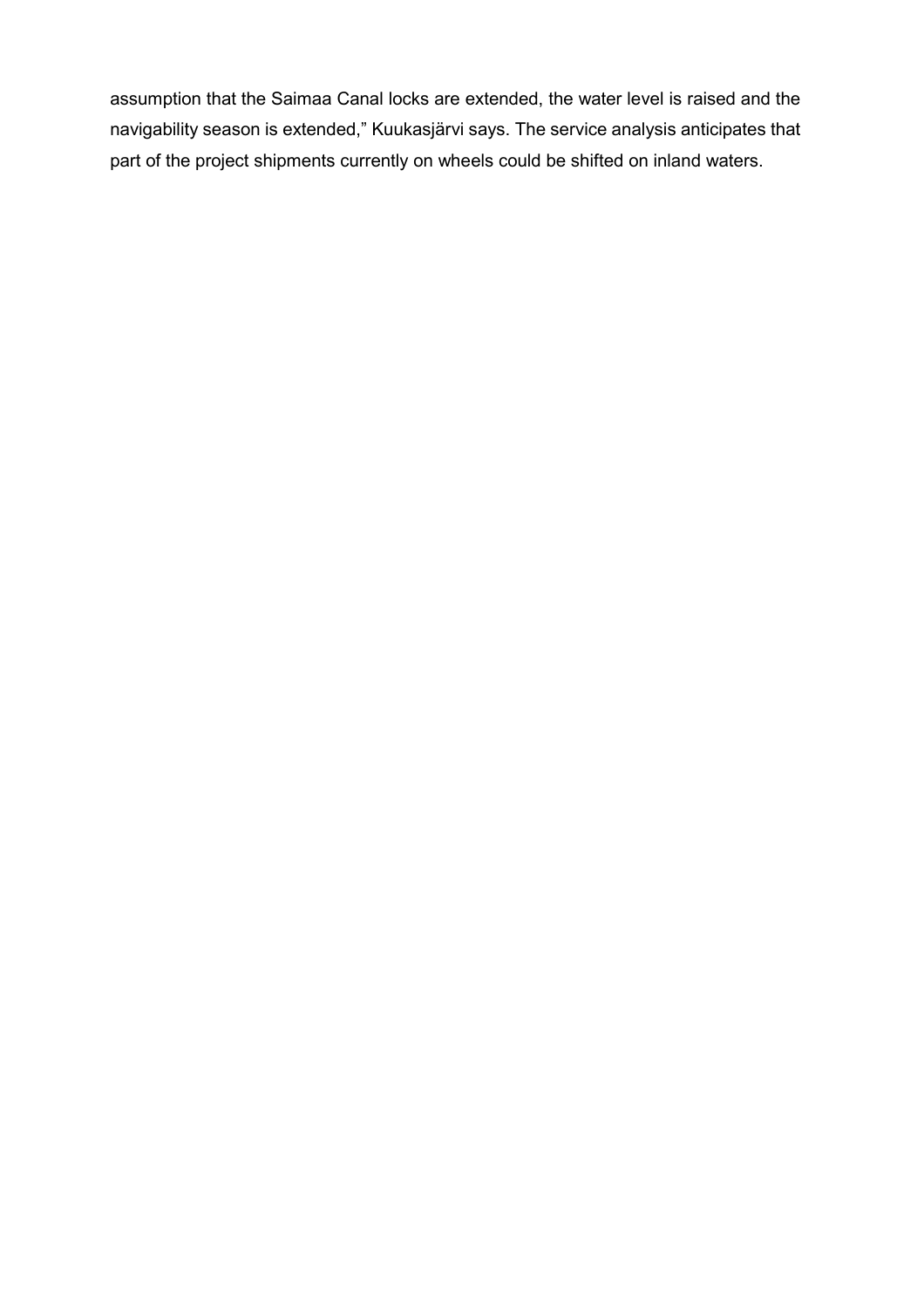assumption that the Saimaa Canal locks are extended, the water level is raised and the navigability season is extended," Kuukasjärvi says. The service analysis anticipates that part of the project shipments currently on wheels could be shifted on inland waters.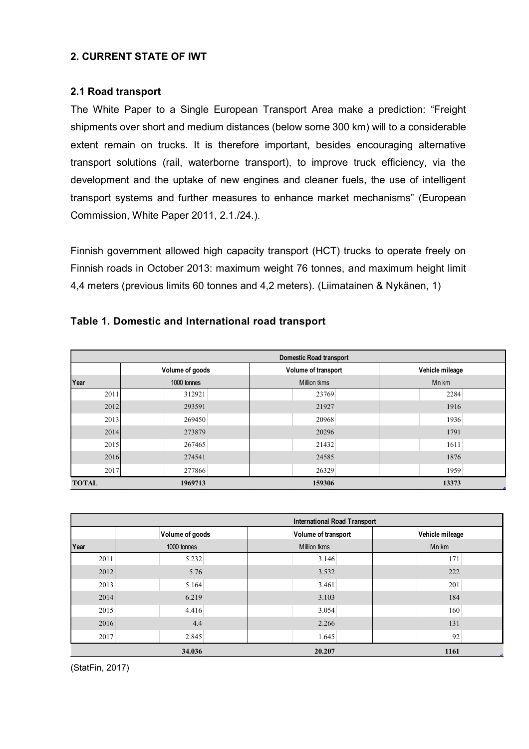## 2. CURRENT STATE OF IWT

### 2.1 Road transport

The White Paper to a Single European Transport Area make a prediction: "Freight shipments over short and medium distances (below some 300 km) will to a considerable extent remain on trucks. It is therefore important, besides encouraging alternative transport solutions (rail, waterborne transport), to improve truck efficiency, via the development and the uptake of new engines and cleaner fuels, the use of intelligent transport systems and further measures to enhance market mechanisms" (European Commission, White Paper 2011, 2.1./24.).

Finnish government allowed high capacity transport (HCT) trucks to operate freely on Finnish roads in October 2013: maximum weight 76 tonnes, and maximum height limit 4,4 meters (previous limits 60 tonnes and 4,2 meters). (Liimatainen & Nykänen, 1)

**Table 1. Domestic and International road transport**

| Domestic Road transport | | | |
|---|---|---|---|
| | Volume of goods | Volume of transport | Vehicle mileage |
| Year | 1000 tonnes | Million tkms | Mn km |
| 2011 | 312921 | 23769 | 2284 |
| 2012 | 293591 | 21927 | 1916 |
| 2013 | 269450 | 20968 | 1936 |
| 2014 | 273879 | 20296 | 1791 |
| 2015 | 267465 | 21432 | 1611 |
| 2016 | 274541 | 24585 | 1876 |
| 2017 | 277866 | 26329 | 1959 |
| **TOTAL** | **1969713** | **159306** | **13373** |

| International Road Transport | | | |
|---|---|---|---|
| | Volume of goods | Volume of transport | Vehicle mileage |
| Year | 1000 tonnes | Million tkms | Mn km |
| 2011 | 5.232 | 3.146 | 171 |
| 2012 | 5.76 | 3.532 | 222 |
| 2013 | 5.164 | 3.461 | 201 |
| 2014 | 6.219 | 3.103 | 184 |
| 2015 | 4.416 | 3.054 | 160 |
| 2016 | 4.4 | 2.266 | 131 |
| 2017 | 2.845 | 1.645 | 92 |
| | **34.036** | **20.207** | **1161** |

(StatFin, 2017)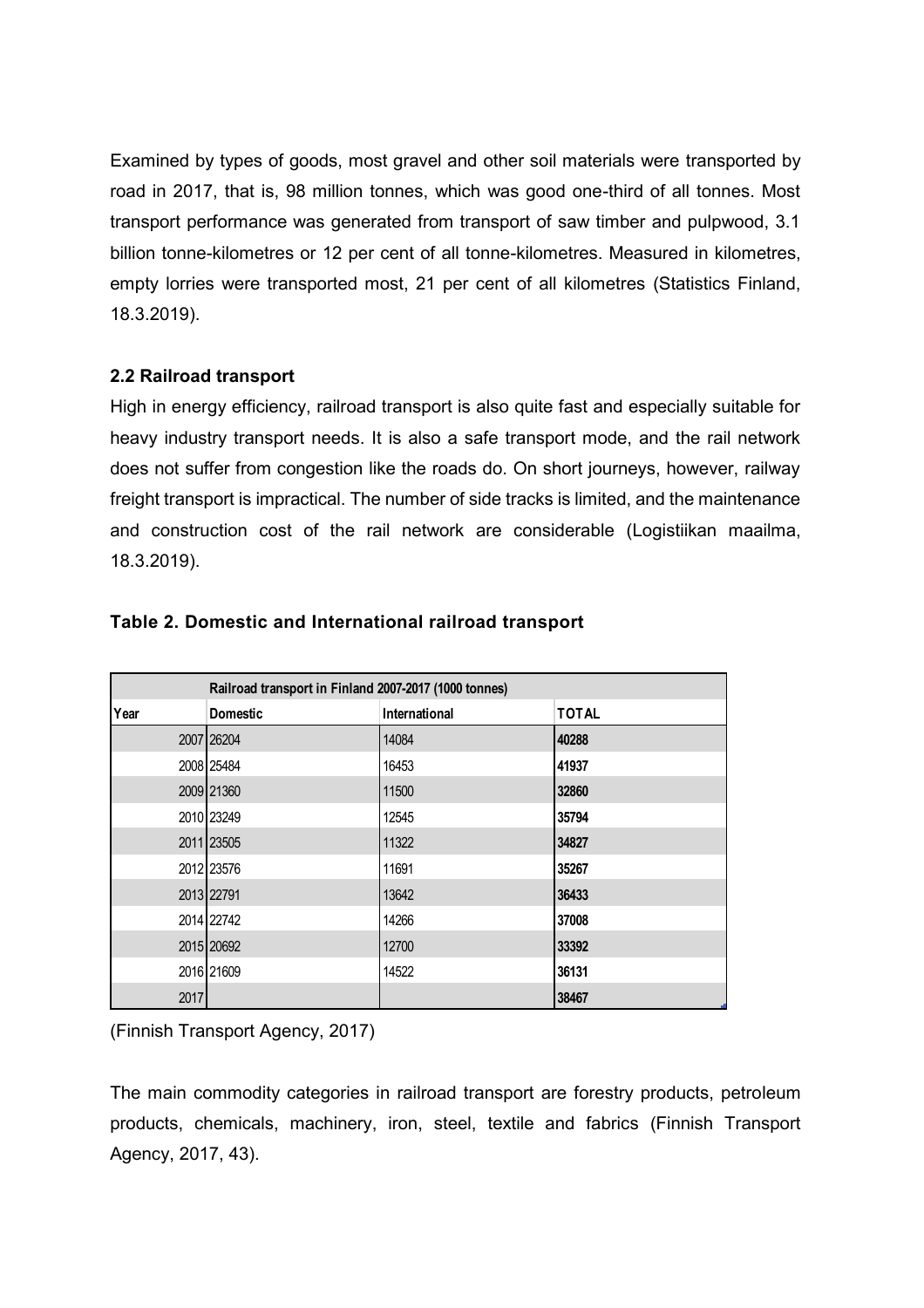Examined by types of goods, most gravel and other soil materials were transported by road in 2017, that is, 98 million tonnes, which was good one-third of all tonnes. Most transport performance was generated from transport of saw timber and pulpwood, 3.1 billion tonne-kilometres or 12 per cent of all tonne-kilometres. Measured in kilometres, empty lorries were transported most, 21 per cent of all kilometres (Statistics Finland, 18.3.2019).

### 2.2 Railroad transport

High in energy efficiency, railroad transport is also quite fast and especially suitable for heavy industry transport needs. It is also a safe transport mode, and the rail network does not suffer from congestion like the roads do. On short journeys, however, railway freight transport is impractical. The number of side tracks is limited, and the maintenance and construction cost of the rail network are considerable (Logistiikan maailma, 18.3.2019).

**Table 2. Domestic and International railroad transport**

| Railroad transport in Finland 2007-2017 (1000 tonnes) | | | |
|---|---|---|---|
| **Year** | **Domestic** | **International** | **TOTAL** |
| 2007 | 26204 | 14084 | **40288** |
| 2008 | 25484 | 16453 | **41937** |
| 2009 | 21360 | 11500 | **32860** |
| 2010 | 23249 | 12545 | **35794** |
| 2011 | 23505 | 11322 | **34827** |
| 2012 | 23576 | 11691 | **35267** |
| 2013 | 22791 | 13642 | **36433** |
| 2014 | 22742 | 14266 | **37008** |
| 2015 | 20692 | 12700 | **33392** |
| 2016 | 21609 | 14522 | **36131** |
| 2017 | | | **38467** |

(Finnish Transport Agency, 2017)

The main commodity categories in railroad transport are forestry products, petroleum products, chemicals, machinery, iron, steel, textile and fabrics (Finnish Transport Agency, 2017, 43).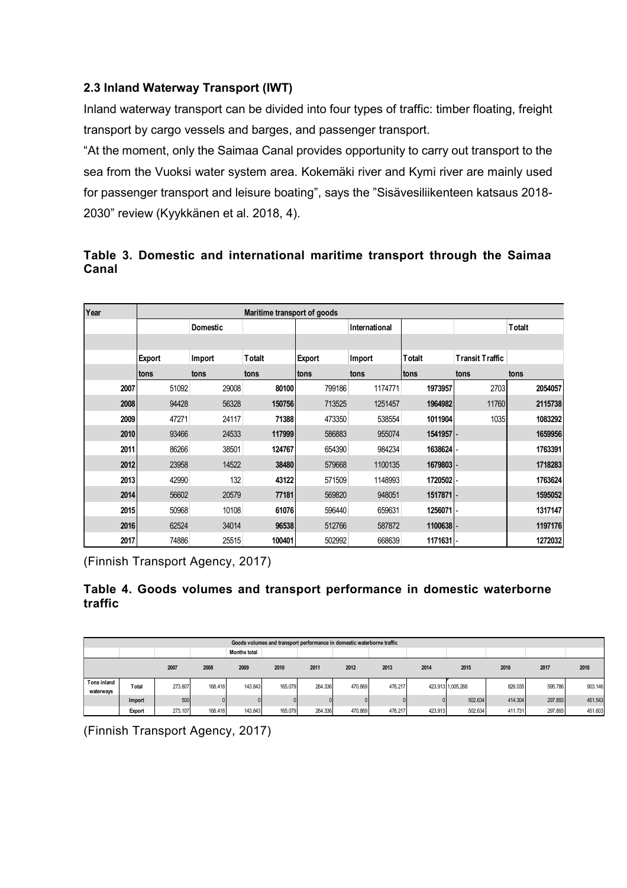### 2.3 Inland Waterway Transport (IWT)

Inland waterway transport can be divided into four types of traffic: timber floating, freight transport by cargo vessels and barges, and passenger transport.

"At the moment, only the Saimaa Canal provides opportunity to carry out transport to the sea from the Vuoksi water system area. Kokemäki river and Kymi river are mainly used for passenger transport and leisure boating", says the "Sisävesiliikenteen katsaus 2018-2030" review (Kyykkänen et al. 2018, 4).

**Table 3. Domestic and international maritime transport through the Saimaa Canal**

| Year | Maritime transport of goods | | | | | | | |
|---|---|---|---|---|---|---|---|---|
| | | Domestic | | | International | | | Totalt |
| | Export | Import | Totalt | Export | Import | Totalt | Transit Traffic | |
| | tons | tons | tons | tons | tons | tons | tons | tons |
| 2007 | 51092 | 29008 | 80100 | 799186 | 1174771 | 1973957 | 2703 | 2054057 |
| 2008 | 94428 | 56328 | 150756 | 713525 | 1251457 | 1964982 | 11760 | 2115738 |
| 2009 | 47271 | 24117 | 71388 | 473350 | 538554 | 1011904 | 1035 | 1083292 |
| 2010 | 93466 | 24533 | 117999 | 586883 | 955074 | 1541957 | - | 1659956 |
| 2011 | 86266 | 38501 | 124767 | 654390 | 984234 | 1638624 | - | 1763391 |
| 2012 | 23958 | 14522 | 38480 | 579668 | 1100135 | 1679803 | - | 1718283 |
| 2013 | 42990 | 132 | 43122 | 571509 | 1148993 | 1720502 | - | 1763624 |
| 2014 | 56602 | 20579 | 77181 | 569820 | 948051 | 1517871 | - | 1595052 |
| 2015 | 50968 | 10108 | 61076 | 596440 | 659631 | 1256071 | - | 1317147 |
| 2016 | 62524 | 34014 | 96538 | 512766 | 587872 | 1100638 | - | 1197176 |
| 2017 | 74886 | 25515 | 100401 | 502992 | 668639 | 1171631 | - | 1272032 |

(Finnish Transport Agency, 2017)

**Table 4. Goods volumes and transport performance in domestic waterborne traffic**

| Goods volumes and transport performance in domestic waterborne traffic | | | | | | | | | | | | | |
|---|---|---|---|---|---|---|---|---|---|---|---|---|---|
| | | | | Months total | | | | | | | | | |
| | | 2007 | 2008 | 2009 | 2010 | 2011 | 2012 | 2013 | 2014 | 2015 | 2016 | 2017 | 2018 |
| Tons inland waterways | Total | 273.607 | 168.418 | 143.843 | 165.079 | 264.336 | 470.869 | 476.217 | 423.913 | 1,005.268 | 826.035 | 595.786 | 903.146 |
| | Import | 500 | 0 | 0 | 0 | 0 | 0 | 0 | 0 | 502.634 | 414.304 | 297.893 | 451.543 |
| | Export | 273.107 | 168.418 | 143.843 | 165.079 | 264.336 | 470.869 | 476.217 | 423.913 | 502.634 | 411.731 | 297.893 | 451.603 |

(Finnish Transport Agency, 2017)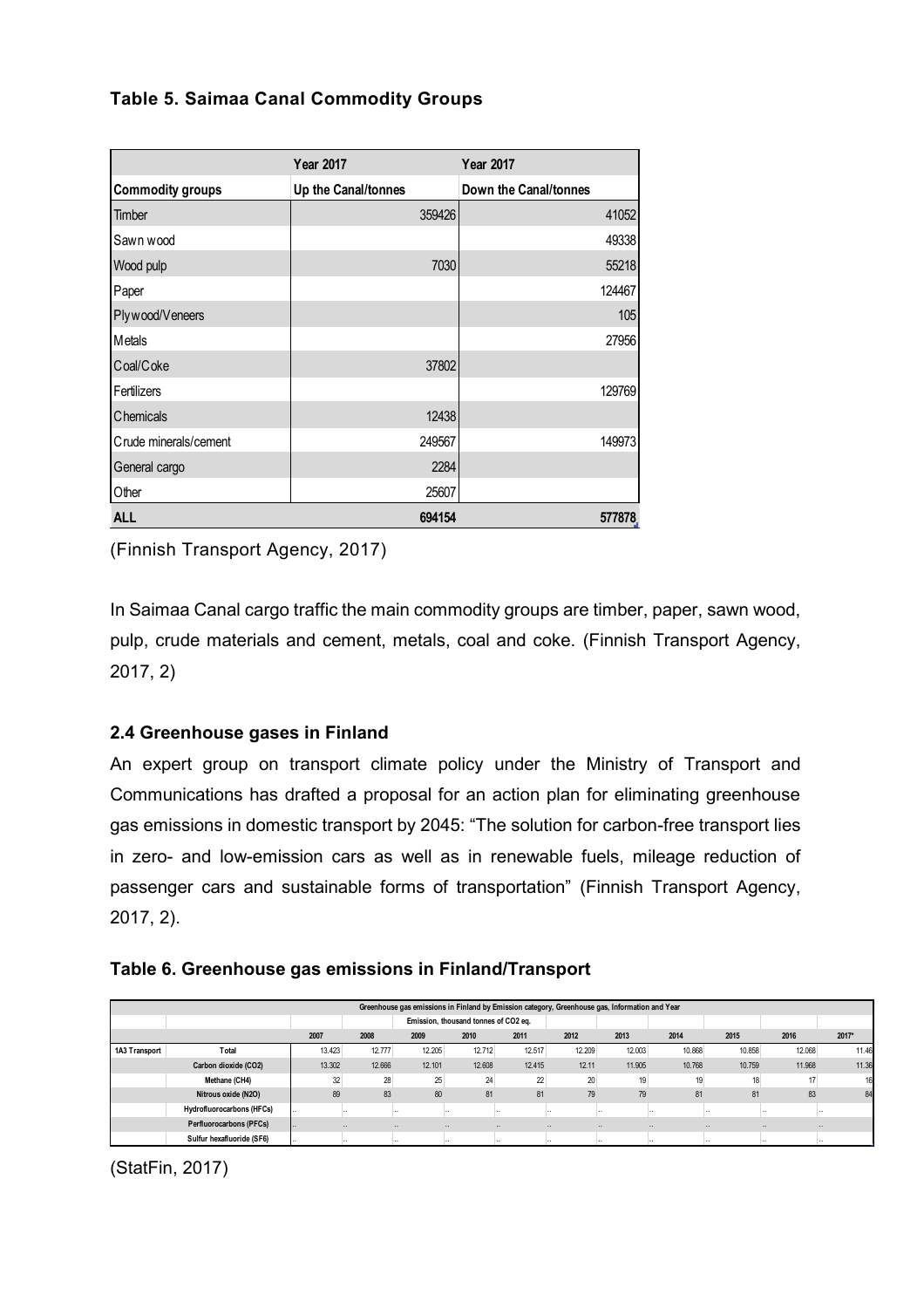**Table 5. Saimaa Canal Commodity Groups**

| | Year 2017 | Year 2017 |
|---|---|---|
| **Commodity groups** | **Up the Canal/tonnes** | **Down the Canal/tonnes** |
| Timber | 359426 | 41052 |
| Sawn wood | | 49338 |
| Wood pulp | 7030 | 55218 |
| Paper | | 124467 |
| Plywood/Veneers | | 105 |
| Metals | | 27956 |
| Coal/Coke | 37802 | |
| Fertilizers | | 129769 |
| Chemicals | 12438 | |
| Crude minerals/cement | 249567 | 149973 |
| General cargo | 2284 | |
| Other | 25607 | |
| **ALL** | **694154** | **577878** |

(Finnish Transport Agency, 2017)

In Saimaa Canal cargo traffic the main commodity groups are timber, paper, sawn wood, pulp, crude materials and cement, metals, coal and coke. (Finnish Transport Agency, 2017, 2)

### 2.4 Greenhouse gases in Finland

An expert group on transport climate policy under the Ministry of Transport and Communications has drafted a proposal for an action plan for eliminating greenhouse gas emissions in domestic transport by 2045: "The solution for carbon-free transport lies in zero- and low-emission cars as well as in renewable fuels, mileage reduction of passenger cars and sustainable forms of transportation" (Finnish Transport Agency, 2017, 2).

**Table 6. Greenhouse gas emissions in Finland/Transport**

| Greenhouse gas emissions in Finland by Emission category, Greenhouse gas, Information and Year | | | | | | | | | | | | |
|---|---|---|---|---|---|---|---|---|---|---|---|---|
| | | Emission, thousand tonnes of CO2 eq. | | | | | | | | | | |
| | | 2007 | 2008 | 2009 | 2010 | 2011 | 2012 | 2013 | 2014 | 2015 | 2016 | 2017* |
| 1A3 Transport | Total | 13.423 | 12.777 | 12.205 | 12.712 | 12.517 | 12.209 | 12.003 | 10.868 | 10.858 | 12.068 | 11.46 |
| | Carbon dioxide (CO2) | 13.302 | 12.666 | 12.101 | 12.608 | 12.415 | 12.11 | 11.905 | 10.768 | 10.759 | 11.968 | 11.36 |
| | Methane (CH4) | 32 | 28 | 25 | 24 | 22 | 20 | 19 | 19 | 18 | 17 | 16 |
| | Nitrous oxide (N2O) | 89 | 83 | 80 | 81 | 81 | 79 | 79 | 81 | 81 | 83 | 84 |
| | Hydrofluorocarbons (HFCs) | .. | .. | .. | .. | .. | .. | .. | .. | .. | .. | .. |
| | Perfluorocarbons (PFCs) | .. | .. | .. | .. | .. | .. | .. | .. | .. | .. | .. |
| | Sulfur hexafluoride (SF6) | .. | .. | .. | .. | .. | .. | .. | .. | .. | .. | .. |

(StatFin, 2017)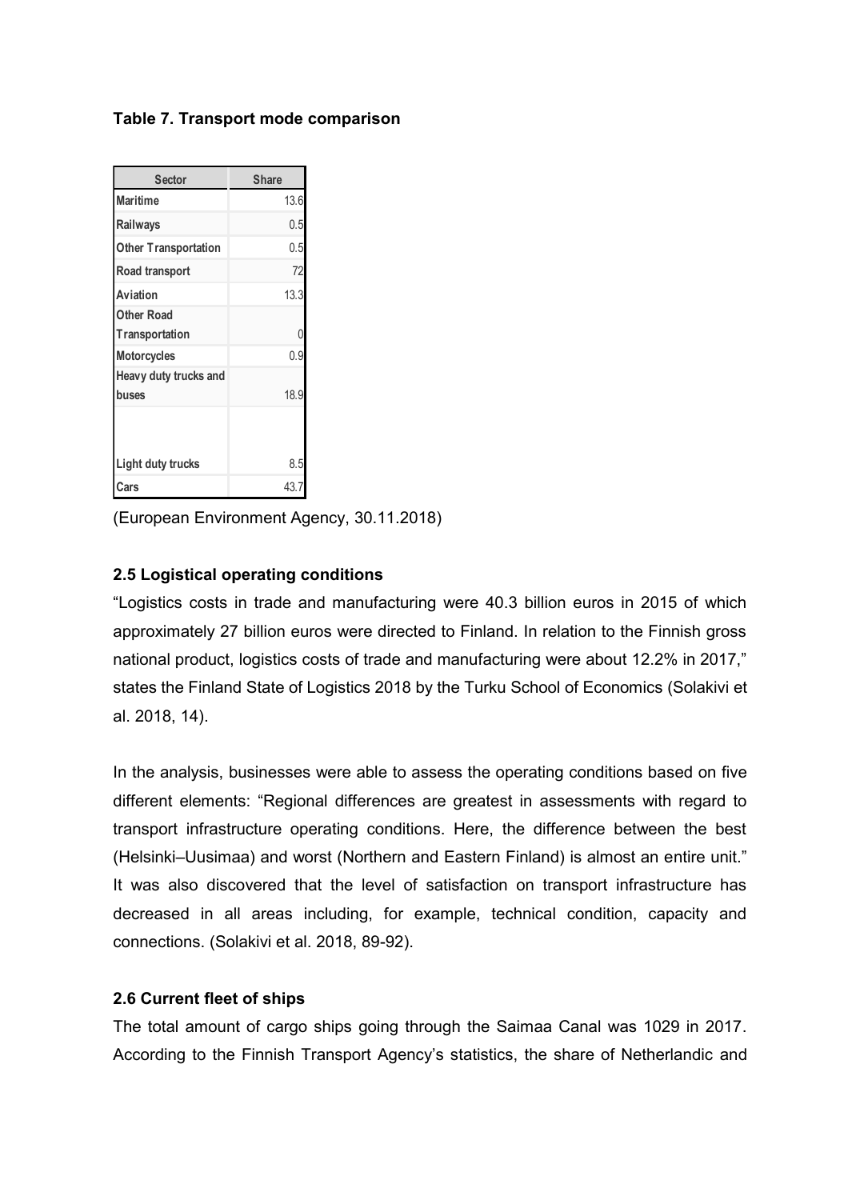**Table 7. Transport mode comparison**

| Sector | Share |
| --- | --- |
| Maritime | 13.6 |
| Railways | 0.5 |
| Other Transportation | 0.5 |
| Road transport | 72 |
| Aviation | 13.3 |
| Other Road Transportation | 0 |
| Motorcycles | 0.9 |
| Heavy duty trucks and buses | 18.9 |
| Light duty trucks | 8.5 |
| Cars | 43.7 |

(European Environment Agency, 30.11.2018)

### 2.5 Logistical operating conditions

"Logistics costs in trade and manufacturing were 40.3 billion euros in 2015 of which approximately 27 billion euros were directed to Finland. In relation to the Finnish gross national product, logistics costs of trade and manufacturing were about 12.2% in 2017," states the Finland State of Logistics 2018 by the Turku School of Economics (Solakivi et al. 2018, 14).

In the analysis, businesses were able to assess the operating conditions based on five different elements: "Regional differences are greatest in assessments with regard to transport infrastructure operating conditions. Here, the difference between the best (Helsinki–Uusimaa) and worst (Northern and Eastern Finland) is almost an entire unit." It was also discovered that the level of satisfaction on transport infrastructure has decreased in all areas including, for example, technical condition, capacity and connections. (Solakivi et al. 2018, 89-92).

### 2.6 Current fleet of ships

The total amount of cargo ships going through the Saimaa Canal was 1029 in 2017. According to the Finnish Transport Agency's statistics, the share of Netherlandic and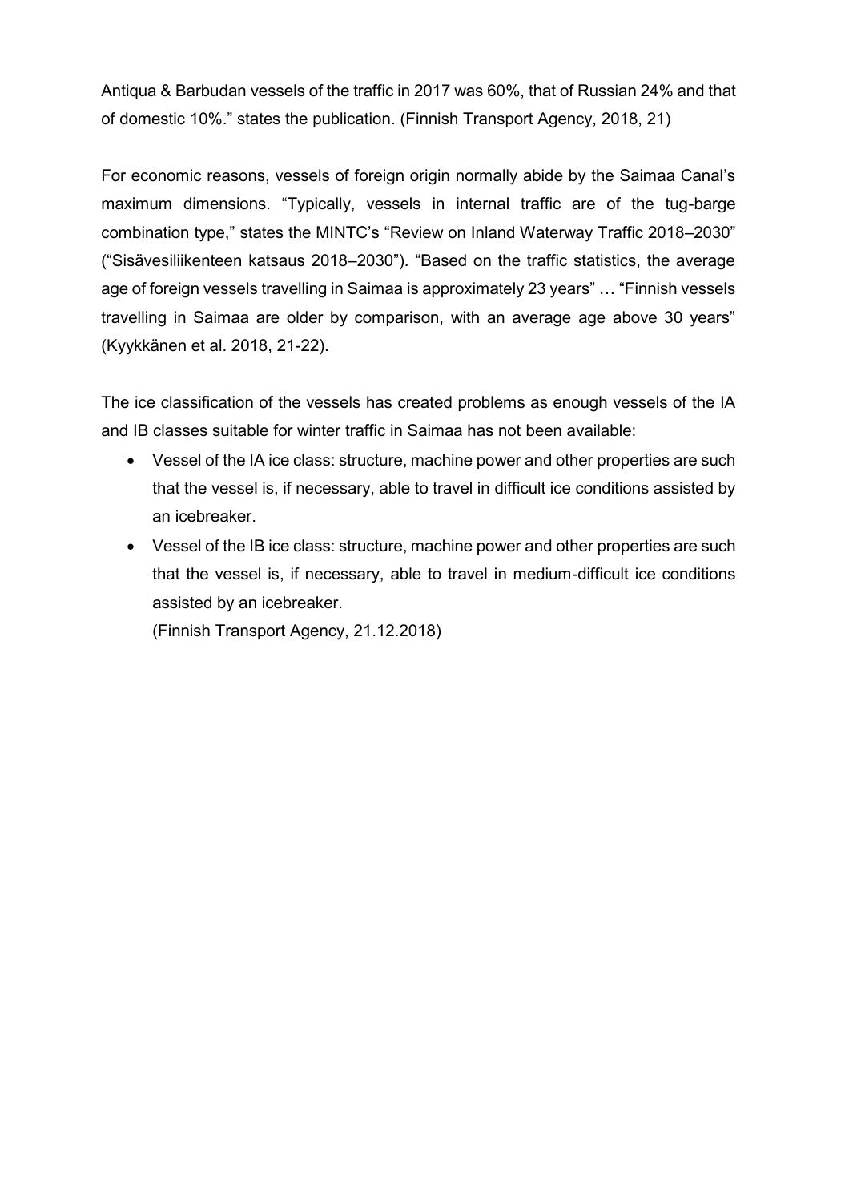Antiqua & Barbudan vessels of the traffic in 2017 was 60%, that of Russian 24% and that of domestic 10%." states the publication. (Finnish Transport Agency, 2018, 21)

For economic reasons, vessels of foreign origin normally abide by the Saimaa Canal's maximum dimensions. "Typically, vessels in internal traffic are of the tug-barge combination type," states the MINTC's "Review on Inland Waterway Traffic 2018–2030" ("Sisävesiliikenteen katsaus 2018–2030"). "Based on the traffic statistics, the average age of foreign vessels travelling in Saimaa is approximately 23 years" … "Finnish vessels travelling in Saimaa are older by comparison, with an average age above 30 years" (Kyykkänen et al. 2018, 21-22).

The ice classification of the vessels has created problems as enough vessels of the IA and IB classes suitable for winter traffic in Saimaa has not been available:

- Vessel of the IA ice class: structure, machine power and other properties are such that the vessel is, if necessary, able to travel in difficult ice conditions assisted by an icebreaker.
- Vessel of the IB ice class: structure, machine power and other properties are such that the vessel is, if necessary, able to travel in medium-difficult ice conditions assisted by an icebreaker.
  (Finnish Transport Agency, 21.12.2018)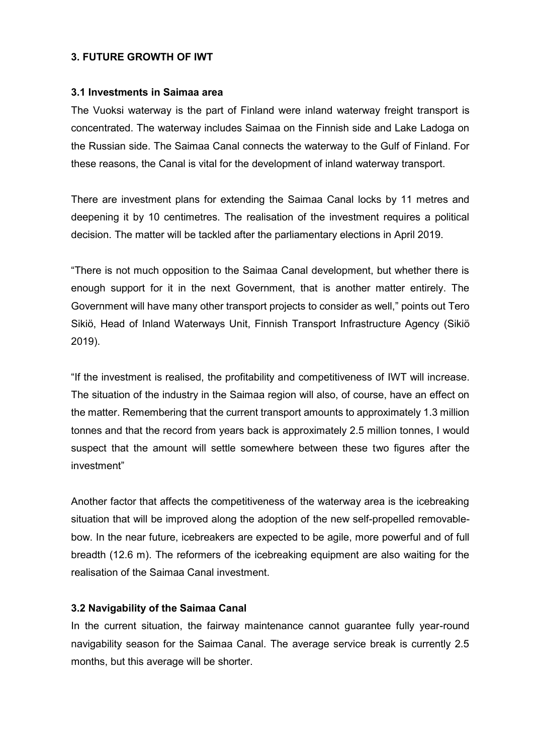## 3. FUTURE GROWTH OF IWT

### 3.1 Investments in Saimaa area

The Vuoksi waterway is the part of Finland were inland waterway freight transport is concentrated. The waterway includes Saimaa on the Finnish side and Lake Ladoga on the Russian side. The Saimaa Canal connects the waterway to the Gulf of Finland. For these reasons, the Canal is vital for the development of inland waterway transport.

There are investment plans for extending the Saimaa Canal locks by 11 metres and deepening it by 10 centimetres. The realisation of the investment requires a political decision. The matter will be tackled after the parliamentary elections in April 2019.

"There is not much opposition to the Saimaa Canal development, but whether there is enough support for it in the next Government, that is another matter entirely. The Government will have many other transport projects to consider as well," points out Tero Sikiö, Head of Inland Waterways Unit, Finnish Transport Infrastructure Agency (Sikiö 2019).

"If the investment is realised, the profitability and competitiveness of IWT will increase. The situation of the industry in the Saimaa region will also, of course, have an effect on the matter. Remembering that the current transport amounts to approximately 1.3 million tonnes and that the record from years back is approximately 2.5 million tonnes, I would suspect that the amount will settle somewhere between these two figures after the investment"

Another factor that affects the competitiveness of the waterway area is the icebreaking situation that will be improved along the adoption of the new self-propelled removable-bow. In the near future, icebreakers are expected to be agile, more powerful and of full breadth (12.6 m). The reformers of the icebreaking equipment are also waiting for the realisation of the Saimaa Canal investment.

### 3.2 Navigability of the Saimaa Canal

In the current situation, the fairway maintenance cannot guarantee fully year-round navigability season for the Saimaa Canal. The average service break is currently 2.5 months, but this average will be shorter.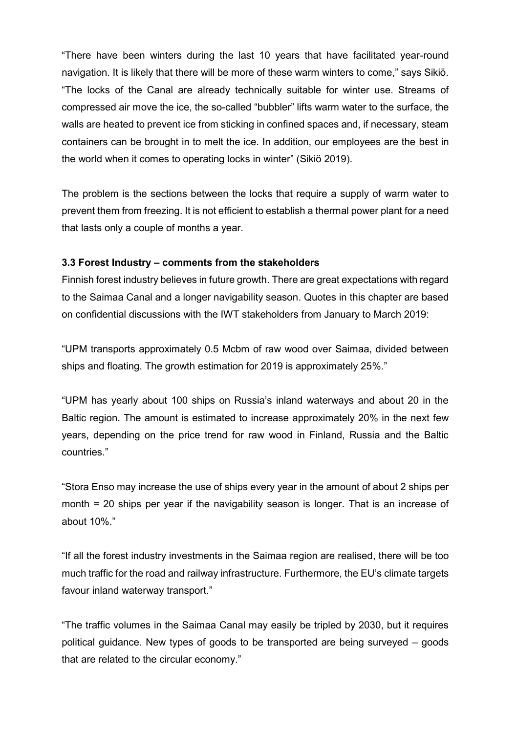"There have been winters during the last 10 years that have facilitated year-round navigation. It is likely that there will be more of these warm winters to come," says Sikiö. "The locks of the Canal are already technically suitable for winter use. Streams of compressed air move the ice, the so-called "bubbler" lifts warm water to the surface, the walls are heated to prevent ice from sticking in confined spaces and, if necessary, steam containers can be brought in to melt the ice. In addition, our employees are the best in the world when it comes to operating locks in winter" (Sikiö 2019).

The problem is the sections between the locks that require a supply of warm water to prevent them from freezing. It is not efficient to establish a thermal power plant for a need that lasts only a couple of months a year.

### 3.3 Forest Industry – comments from the stakeholders

Finnish forest industry believes in future growth. There are great expectations with regard to the Saimaa Canal and a longer navigability season. Quotes in this chapter are based on confidential discussions with the IWT stakeholders from January to March 2019:

"UPM transports approximately 0.5 Mcbm of raw wood over Saimaa, divided between ships and floating. The growth estimation for 2019 is approximately 25%."

"UPM has yearly about 100 ships on Russia's inland waterways and about 20 in the Baltic region. The amount is estimated to increase approximately 20% in the next few years, depending on the price trend for raw wood in Finland, Russia and the Baltic countries."

"Stora Enso may increase the use of ships every year in the amount of about 2 ships per month = 20 ships per year if the navigability season is longer. That is an increase of about 10%."

"If all the forest industry investments in the Saimaa region are realised, there will be too much traffic for the road and railway infrastructure. Furthermore, the EU's climate targets favour inland waterway transport."

"The traffic volumes in the Saimaa Canal may easily be tripled by 2030, but it requires political guidance. New types of goods to be transported are being surveyed – goods that are related to the circular economy."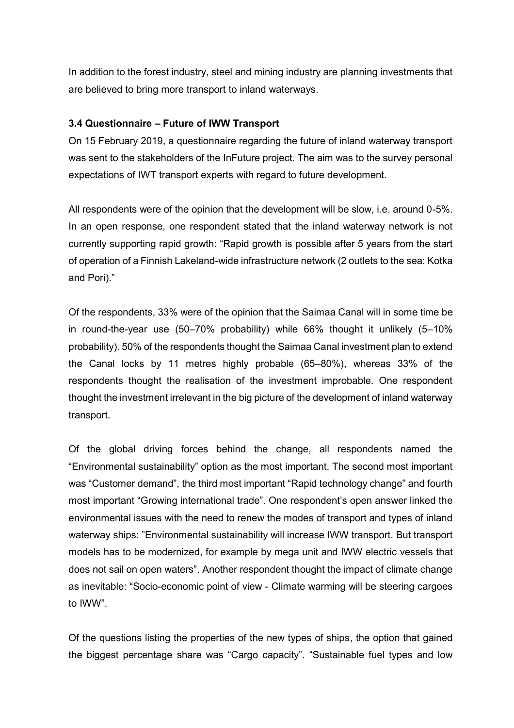In addition to the forest industry, steel and mining industry are planning investments that are believed to bring more transport to inland waterways.

### 3.4 Questionnaire – Future of IWW Transport

On 15 February 2019, a questionnaire regarding the future of inland waterway transport was sent to the stakeholders of the InFuture project. The aim was to the survey personal expectations of IWT transport experts with regard to future development.

All respondents were of the opinion that the development will be slow, i.e. around 0-5%. In an open response, one respondent stated that the inland waterway network is not currently supporting rapid growth: "Rapid growth is possible after 5 years from the start of operation of a Finnish Lakeland-wide infrastructure network (2 outlets to the sea: Kotka and Pori)."

Of the respondents, 33% were of the opinion that the Saimaa Canal will in some time be in round-the-year use (50–70% probability) while 66% thought it unlikely (5–10% probability). 50% of the respondents thought the Saimaa Canal investment plan to extend the Canal locks by 11 metres highly probable (65–80%), whereas 33% of the respondents thought the realisation of the investment improbable. One respondent thought the investment irrelevant in the big picture of the development of inland waterway transport.

Of the global driving forces behind the change, all respondents named the "Environmental sustainability" option as the most important. The second most important was "Customer demand", the third most important "Rapid technology change" and fourth most important "Growing international trade". One respondent's open answer linked the environmental issues with the need to renew the modes of transport and types of inland waterway ships: "Environmental sustainability will increase IWW transport. But transport models has to be modernized, for example by mega unit and IWW electric vessels that does not sail on open waters". Another respondent thought the impact of climate change as inevitable: "Socio-economic point of view - Climate warming will be steering cargoes to IWW".

Of the questions listing the properties of the new types of ships, the option that gained the biggest percentage share was "Cargo capacity". "Sustainable fuel types and low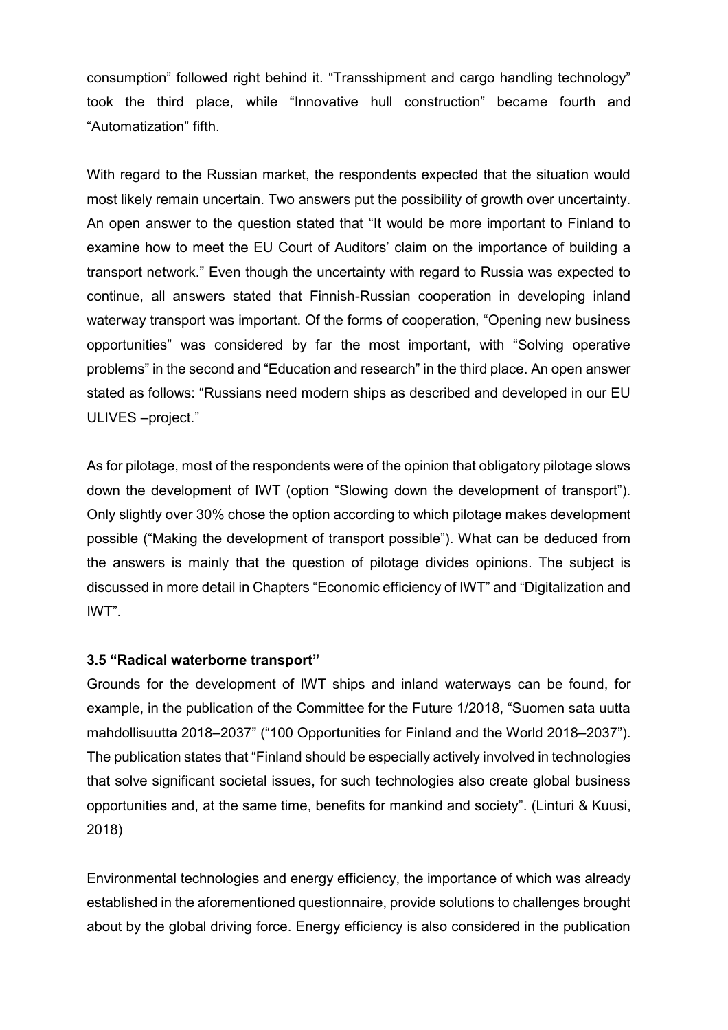consumption" followed right behind it. "Transshipment and cargo handling technology" took the third place, while "Innovative hull construction" became fourth and "Automatization" fifth.

With regard to the Russian market, the respondents expected that the situation would most likely remain uncertain. Two answers put the possibility of growth over uncertainty. An open answer to the question stated that "It would be more important to Finland to examine how to meet the EU Court of Auditors' claim on the importance of building a transport network." Even though the uncertainty with regard to Russia was expected to continue, all answers stated that Finnish-Russian cooperation in developing inland waterway transport was important. Of the forms of cooperation, "Opening new business opportunities" was considered by far the most important, with "Solving operative problems" in the second and "Education and research" in the third place. An open answer stated as follows: "Russians need modern ships as described and developed in our EU ULIVES –project."

As for pilotage, most of the respondents were of the opinion that obligatory pilotage slows down the development of IWT (option "Slowing down the development of transport"). Only slightly over 30% chose the option according to which pilotage makes development possible ("Making the development of transport possible"). What can be deduced from the answers is mainly that the question of pilotage divides opinions. The subject is discussed in more detail in Chapters "Economic efficiency of IWT" and "Digitalization and IWT".

### 3.5 "Radical waterborne transport"

Grounds for the development of IWT ships and inland waterways can be found, for example, in the publication of the Committee for the Future 1/2018, "Suomen sata uutta mahdollisuutta 2018–2037" ("100 Opportunities for Finland and the World 2018–2037"). The publication states that "Finland should be especially actively involved in technologies that solve significant societal issues, for such technologies also create global business opportunities and, at the same time, benefits for mankind and society". (Linturi & Kuusi, 2018)

Environmental technologies and energy efficiency, the importance of which was already established in the aforementioned questionnaire, provide solutions to challenges brought about by the global driving force. Energy efficiency is also considered in the publication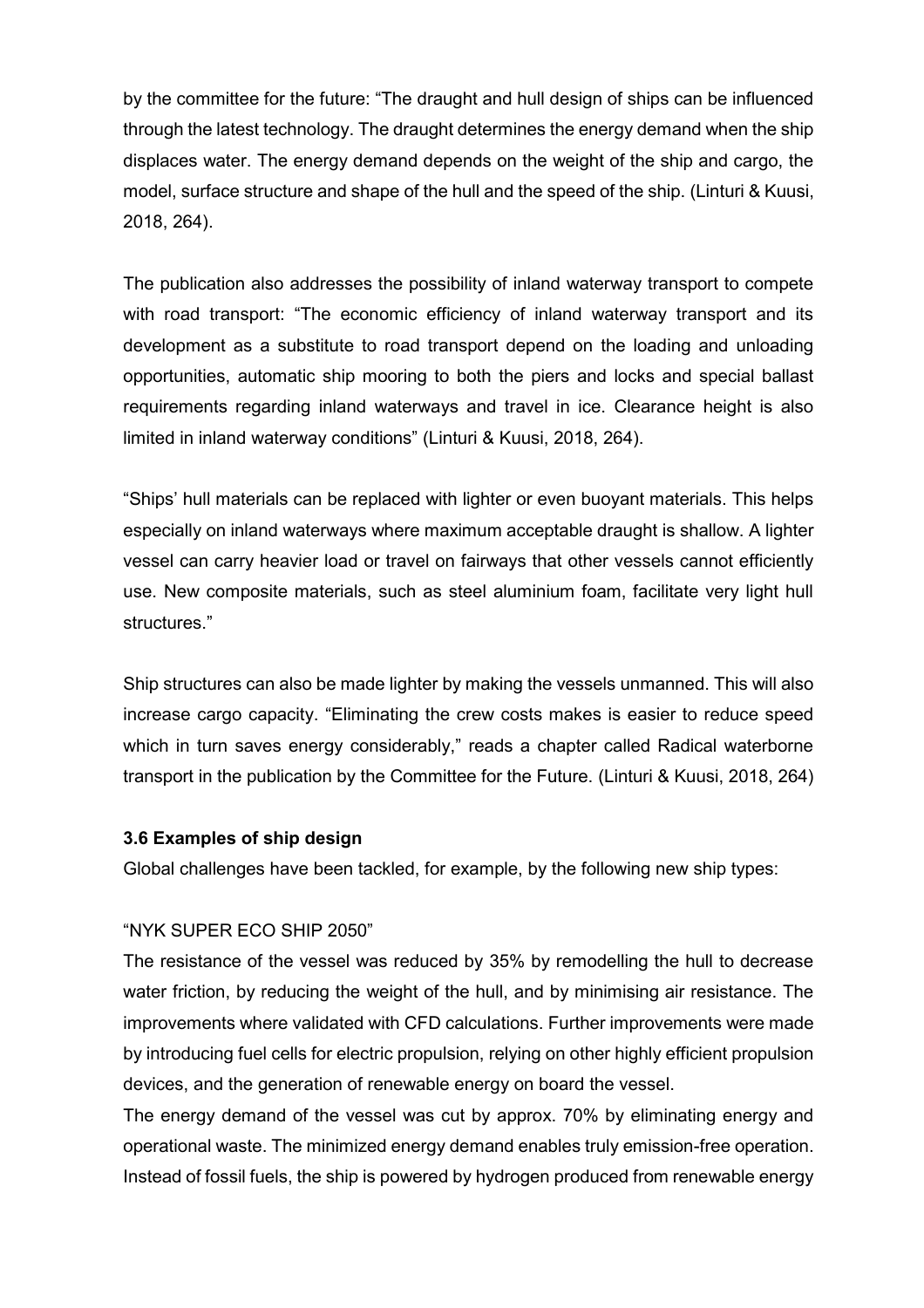by the committee for the future: "The draught and hull design of ships can be influenced through the latest technology. The draught determines the energy demand when the ship displaces water. The energy demand depends on the weight of the ship and cargo, the model, surface structure and shape of the hull and the speed of the ship. (Linturi & Kuusi, 2018, 264).

The publication also addresses the possibility of inland waterway transport to compete with road transport: "The economic efficiency of inland waterway transport and its development as a substitute to road transport depend on the loading and unloading opportunities, automatic ship mooring to both the piers and locks and special ballast requirements regarding inland waterways and travel in ice. Clearance height is also limited in inland waterway conditions" (Linturi & Kuusi, 2018, 264).

"Ships' hull materials can be replaced with lighter or even buoyant materials. This helps especially on inland waterways where maximum acceptable draught is shallow. A lighter vessel can carry heavier load or travel on fairways that other vessels cannot efficiently use. New composite materials, such as steel aluminium foam, facilitate very light hull structures."

Ship structures can also be made lighter by making the vessels unmanned. This will also increase cargo capacity. "Eliminating the crew costs makes is easier to reduce speed which in turn saves energy considerably," reads a chapter called Radical waterborne transport in the publication by the Committee for the Future. (Linturi & Kuusi, 2018, 264)

### 3.6 Examples of ship design

Global challenges have been tackled, for example, by the following new ship types:

"NYK SUPER ECO SHIP 2050"

The resistance of the vessel was reduced by 35% by remodelling the hull to decrease water friction, by reducing the weight of the hull, and by minimising air resistance. The improvements where validated with CFD calculations. Further improvements were made by introducing fuel cells for electric propulsion, relying on other highly efficient propulsion devices, and the generation of renewable energy on board the vessel.

The energy demand of the vessel was cut by approx. 70% by eliminating energy and operational waste. The minimized energy demand enables truly emission-free operation. Instead of fossil fuels, the ship is powered by hydrogen produced from renewable energy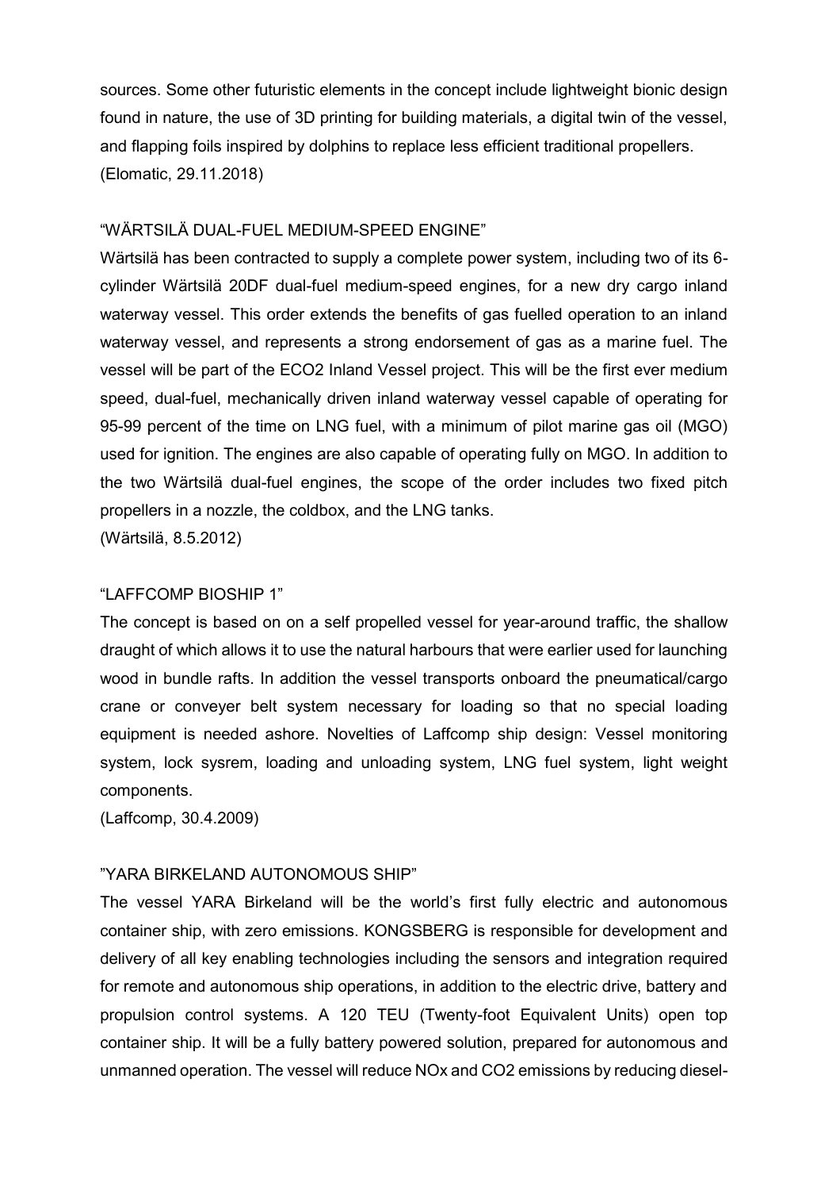sources. Some other futuristic elements in the concept include lightweight bionic design found in nature, the use of 3D printing for building materials, a digital twin of the vessel, and flapping foils inspired by dolphins to replace less efficient traditional propellers.
(Elomatic, 29.11.2018)

"WÄRTSILÄ DUAL-FUEL MEDIUM-SPEED ENGINE"

Wärtsilä has been contracted to supply a complete power system, including two of its 6-cylinder Wärtsilä 20DF dual-fuel medium-speed engines, for a new dry cargo inland waterway vessel. This order extends the benefits of gas fuelled operation to an inland waterway vessel, and represents a strong endorsement of gas as a marine fuel. The vessel will be part of the ECO2 Inland Vessel project. This will be the first ever medium speed, dual-fuel, mechanically driven inland waterway vessel capable of operating for 95-99 percent of the time on LNG fuel, with a minimum of pilot marine gas oil (MGO) used for ignition. The engines are also capable of operating fully on MGO. In addition to the two Wärtsilä dual-fuel engines, the scope of the order includes two fixed pitch propellers in a nozzle, the coldbox, and the LNG tanks.
(Wärtsilä, 8.5.2012)

"LAFFCOMP BIOSHIP 1"

The concept is based on on a self propelled vessel for year-around traffic, the shallow draught of which allows it to use the natural harbours that were earlier used for launching wood in bundle rafts. In addition the vessel transports onboard the pneumatical/cargo crane or conveyer belt system necessary for loading so that no special loading equipment is needed ashore. Novelties of Laffcomp ship design: Vessel monitoring system, lock sysrem, loading and unloading system, LNG fuel system, light weight components.
(Laffcomp, 30.4.2009)

"YARA BIRKELAND AUTONOMOUS SHIP"

The vessel YARA Birkeland will be the world's first fully electric and autonomous container ship, with zero emissions. KONGSBERG is responsible for development and delivery of all key enabling technologies including the sensors and integration required for remote and autonomous ship operations, in addition to the electric drive, battery and propulsion control systems. A 120 TEU (Twenty-foot Equivalent Units) open top container ship. It will be a fully battery powered solution, prepared for autonomous and unmanned operation. The vessel will reduce NOx and $CO_2$ emissions by reducing diesel-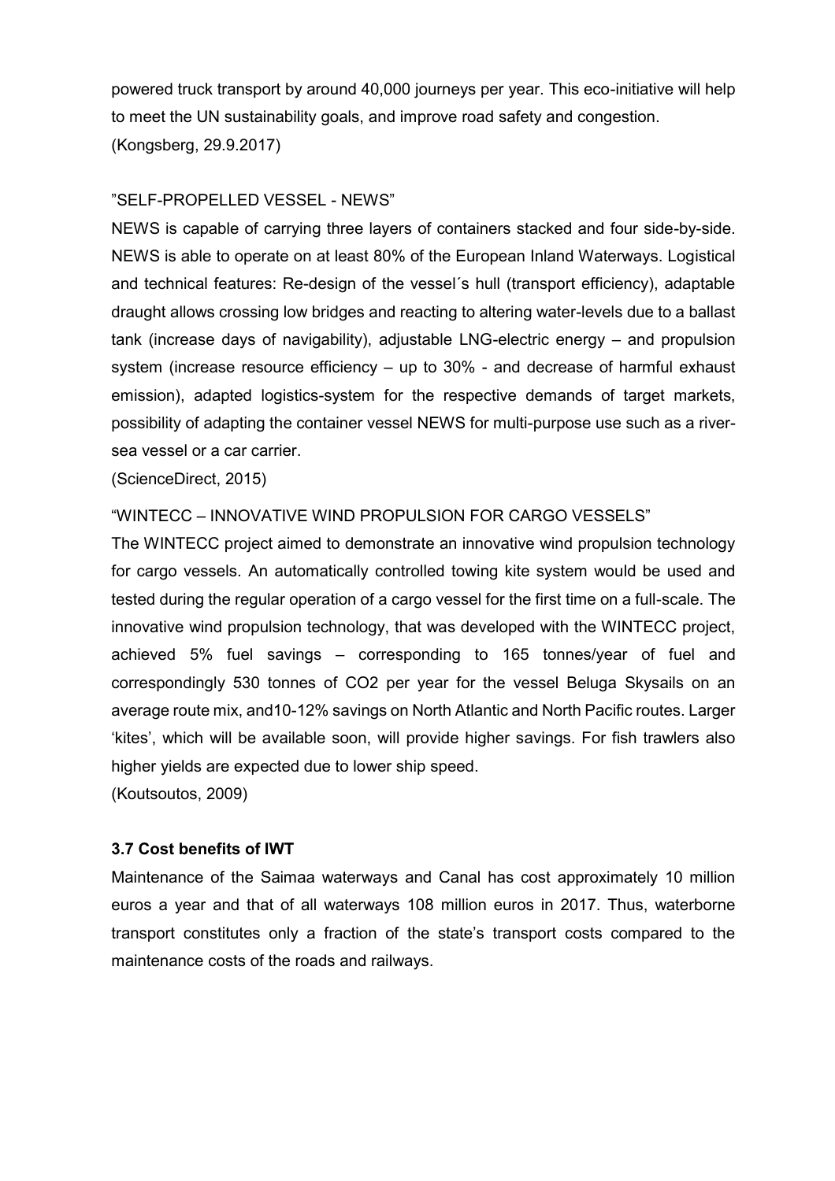powered truck transport by around 40,000 journeys per year. This eco-initiative will help to meet the UN sustainability goals, and improve road safety and congestion.
(Kongsberg, 29.9.2017)

”SELF-PROPELLED VESSEL - NEWS”

NEWS is capable of carrying three layers of containers stacked and four side-by-side. NEWS is able to operate on at least 80% of the European Inland Waterways. Logistical and technical features: Re-design of the vessel´s hull (transport efficiency), adaptable draught allows crossing low bridges and reacting to altering water-levels due to a ballast tank (increase days of navigability), adjustable LNG-electric energy – and propulsion system (increase resource efficiency – up to 30% - and decrease of harmful exhaust emission), adapted logistics-system for the respective demands of target markets, possibility of adapting the container vessel NEWS for multi-purpose use such as a river-sea vessel or a car carrier.
(ScienceDirect, 2015)

“WINTECC – INNOVATIVE WIND PROPULSION FOR CARGO VESSELS”

The WINTECC project aimed to demonstrate an innovative wind propulsion technology for cargo vessels. An automatically controlled towing kite system would be used and tested during the regular operation of a cargo vessel for the first time on a full-scale. The innovative wind propulsion technology, that was developed with the WINTECC project, achieved 5% fuel savings – corresponding to 165 tonnes/year of fuel and correspondingly 530 tonnes of $CO_2$ per year for the vessel Beluga Skysails on an average route mix, and10-12% savings on North Atlantic and North Pacific routes. Larger ‘kites’, which will be available soon, will provide higher savings. For fish trawlers also higher yields are expected due to lower ship speed.
(Koutsoutos, 2009)

### 3.7 Cost benefits of IWT

Maintenance of the Saimaa waterways and Canal has cost approximately 10 million euros a year and that of all waterways 108 million euros in 2017. Thus, waterborne transport constitutes only a fraction of the state’s transport costs compared to the maintenance costs of the roads and railways.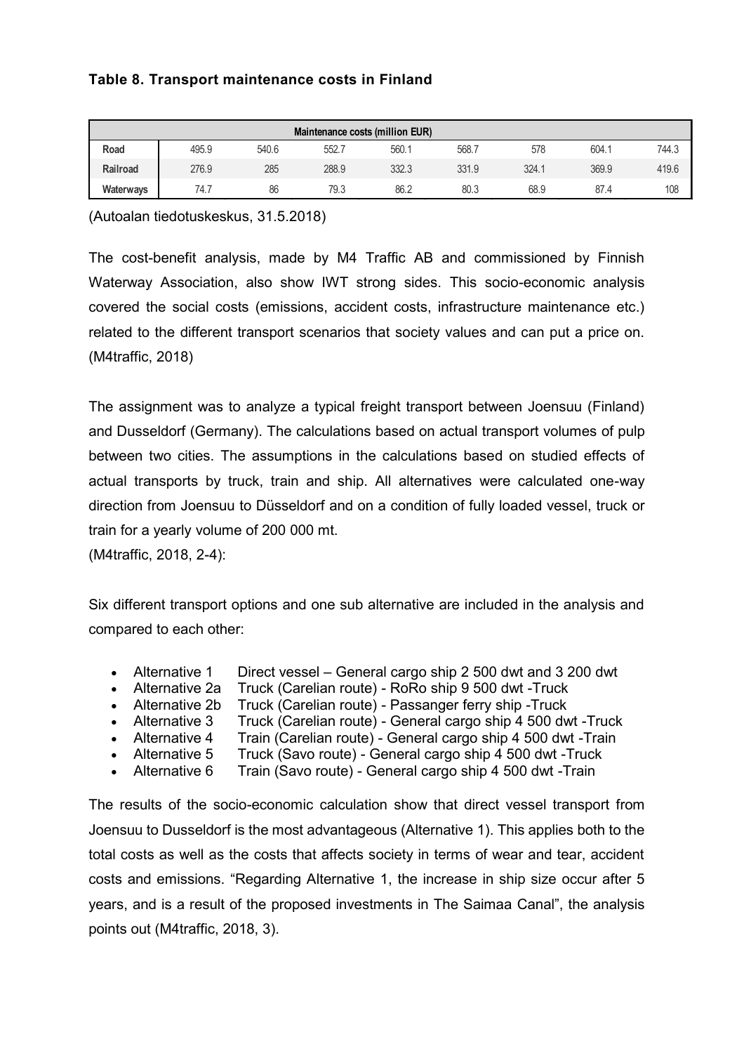**Table 8. Transport maintenance costs in Finland**

| Maintenance costs (million EUR) | | | | | | | | |
|---|---|---|---|---|---|---|---|---|
| **Road** | 495.9 | 540.6 | 552.7 | 560.1 | 568.7 | 578 | 604.1 | 744.3 |
| **Railroad** | 276.9 | 285 | 288.9 | 332.3 | 331.9 | 324.1 | 369.9 | 419.6 |
| **Waterways** | 74.7 | 86 | 79.3 | 86.2 | 80.3 | 68.9 | 87.4 | 108 |

(Autoalan tiedotuskeskus, 31.5.2018)

The cost-benefit analysis, made by M4 Traffic AB and commissioned by Finnish Waterway Association, also show IWT strong sides. This socio-economic analysis covered the social costs (emissions, accident costs, infrastructure maintenance etc.) related to the different transport scenarios that society values and can put a price on. (M4traffic, 2018)

The assignment was to analyze a typical freight transport between Joensuu (Finland) and Dusseldorf (Germany). The calculations based on actual transport volumes of pulp between two cities. The assumptions in the calculations based on studied effects of actual transports by truck, train and ship. All alternatives were calculated one-way direction from Joensuu to Düsseldorf and on a condition of fully loaded vessel, truck or train for a yearly volume of 200 000 mt.
(M4traffic, 2018, 2-4):

Six different transport options and one sub alternative are included in the analysis and compared to each other:

- Alternative 1 Direct vessel – General cargo ship 2 500 dwt and 3 200 dwt
- Alternative 2a Truck (Carelian route) - RoRo ship 9 500 dwt -Truck
- Alternative 2b Truck (Carelian route) - Passanger ferry ship -Truck
- Alternative 3 Truck (Carelian route) - General cargo ship 4 500 dwt -Truck
- Alternative 4 Train (Carelian route) - General cargo ship 4 500 dwt -Train
- Alternative 5 Truck (Savo route) - General cargo ship 4 500 dwt -Truck
- Alternative 6 Train (Savo route) - General cargo ship 4 500 dwt -Train

The results of the socio-economic calculation show that direct vessel transport from Joensuu to Dusseldorf is the most advantageous (Alternative 1). This applies both to the total costs as well as the costs that affects society in terms of wear and tear, accident costs and emissions. "Regarding Alternative 1, the increase in ship size occur after 5 years, and is a result of the proposed investments in The Saimaa Canal", the analysis points out (M4traffic, 2018, 3).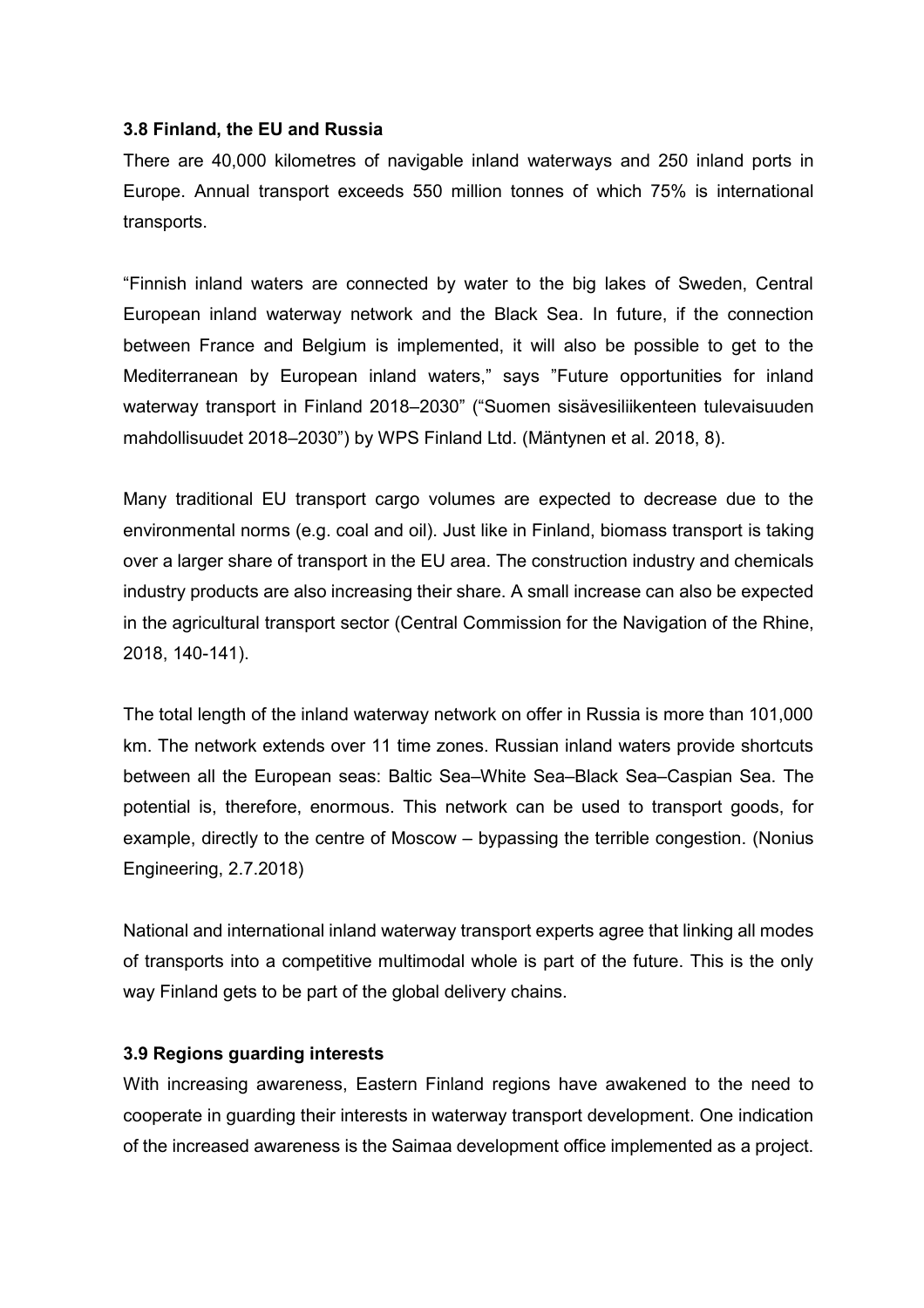### 3.8 Finland, the EU and Russia

There are 40,000 kilometres of navigable inland waterways and 250 inland ports in Europe. Annual transport exceeds 550 million tonnes of which 75% is international transports.

“Finnish inland waters are connected by water to the big lakes of Sweden, Central European inland waterway network and the Black Sea. In future, if the connection between France and Belgium is implemented, it will also be possible to get to the Mediterranean by European inland waters,” says ”Future opportunities for inland waterway transport in Finland 2018–2030” (“Suomen sisävesiliikenteen tulevaisuuden mahdollisuudet 2018–2030”) by WPS Finland Ltd. (Mäntynen et al. 2018, 8).

Many traditional EU transport cargo volumes are expected to decrease due to the environmental norms (e.g. coal and oil). Just like in Finland, biomass transport is taking over a larger share of transport in the EU area. The construction industry and chemicals industry products are also increasing their share. A small increase can also be expected in the agricultural transport sector (Central Commission for the Navigation of the Rhine, 2018, 140-141).

The total length of the inland waterway network on offer in Russia is more than 101,000 km. The network extends over 11 time zones. Russian inland waters provide shortcuts between all the European seas: Baltic Sea–White Sea–Black Sea–Caspian Sea. The potential is, therefore, enormous. This network can be used to transport goods, for example, directly to the centre of Moscow – bypassing the terrible congestion. (Nonius Engineering, 2.7.2018)

National and international inland waterway transport experts agree that linking all modes of transports into a competitive multimodal whole is part of the future. This is the only way Finland gets to be part of the global delivery chains.

### 3.9 Regions guarding interests

With increasing awareness, Eastern Finland regions have awakened to the need to cooperate in guarding their interests in waterway transport development. One indication of the increased awareness is the Saimaa development office implemented as a project.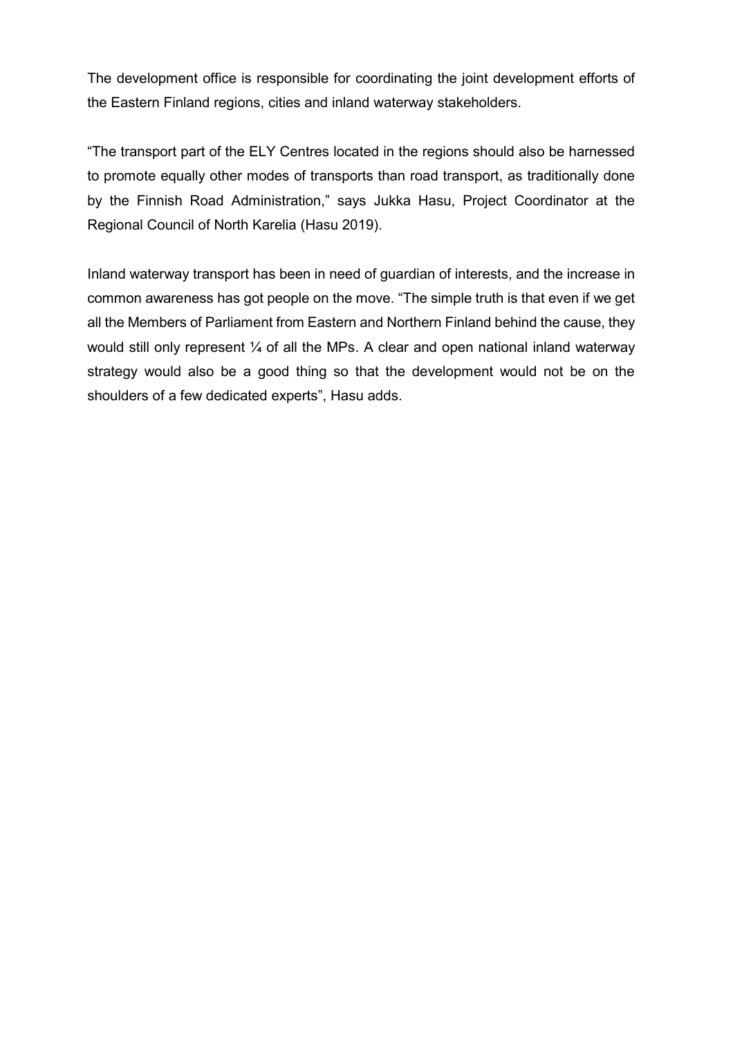The development office is responsible for coordinating the joint development efforts of the Eastern Finland regions, cities and inland waterway stakeholders.

“The transport part of the ELY Centres located in the regions should also be harnessed to promote equally other modes of transports than road transport, as traditionally done by the Finnish Road Administration,” says Jukka Hasu, Project Coordinator at the Regional Council of North Karelia (Hasu 2019).

Inland waterway transport has been in need of guardian of interests, and the increase in common awareness has got people on the move. “The simple truth is that even if we get all the Members of Parliament from Eastern and Northern Finland behind the cause, they would still only represent ¼ of all the MPs. A clear and open national inland waterway strategy would also be a good thing so that the development would not be on the shoulders of a few dedicated experts”, Hasu adds.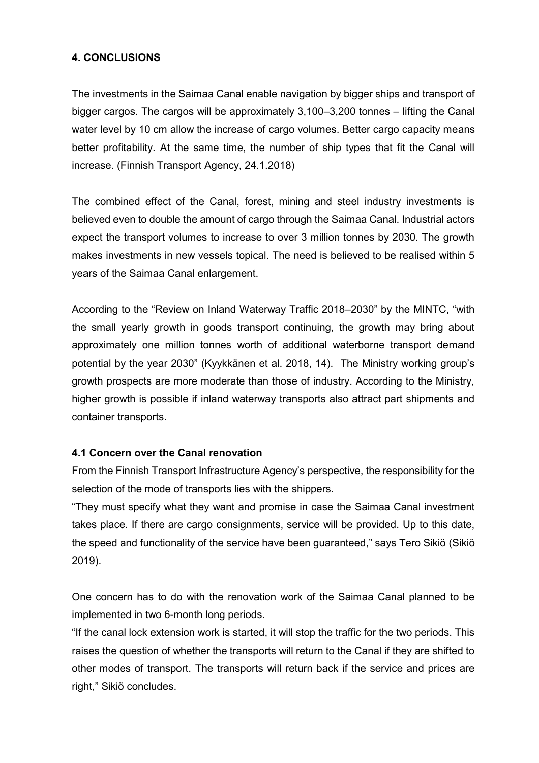## 4. CONCLUSIONS

The investments in the Saimaa Canal enable navigation by bigger ships and transport of bigger cargos. The cargos will be approximately 3,100–3,200 tonnes – lifting the Canal water level by 10 cm allow the increase of cargo volumes. Better cargo capacity means better profitability. At the same time, the number of ship types that fit the Canal will increase. (Finnish Transport Agency, 24.1.2018)

The combined effect of the Canal, forest, mining and steel industry investments is believed even to double the amount of cargo through the Saimaa Canal. Industrial actors expect the transport volumes to increase to over 3 million tonnes by 2030. The growth makes investments in new vessels topical. The need is believed to be realised within 5 years of the Saimaa Canal enlargement.

According to the "Review on Inland Waterway Traffic 2018–2030" by the MINTC, "with the small yearly growth in goods transport continuing, the growth may bring about approximately one million tonnes worth of additional waterborne transport demand potential by the year 2030" (Kyykkänen et al. 2018, 14). The Ministry working group's growth prospects are more moderate than those of industry. According to the Ministry, higher growth is possible if inland waterway transports also attract part shipments and container transports.

### 4.1 Concern over the Canal renovation

From the Finnish Transport Infrastructure Agency's perspective, the responsibility for the selection of the mode of transports lies with the shippers.

"They must specify what they want and promise in case the Saimaa Canal investment takes place. If there are cargo consignments, service will be provided. Up to this date, the speed and functionality of the service have been guaranteed," says Tero Sikiö (Sikiö 2019).

One concern has to do with the renovation work of the Saimaa Canal planned to be implemented in two 6-month long periods.

"If the canal lock extension work is started, it will stop the traffic for the two periods. This raises the question of whether the transports will return to the Canal if they are shifted to other modes of transport. The transports will return back if the service and prices are right," Sikiö concludes.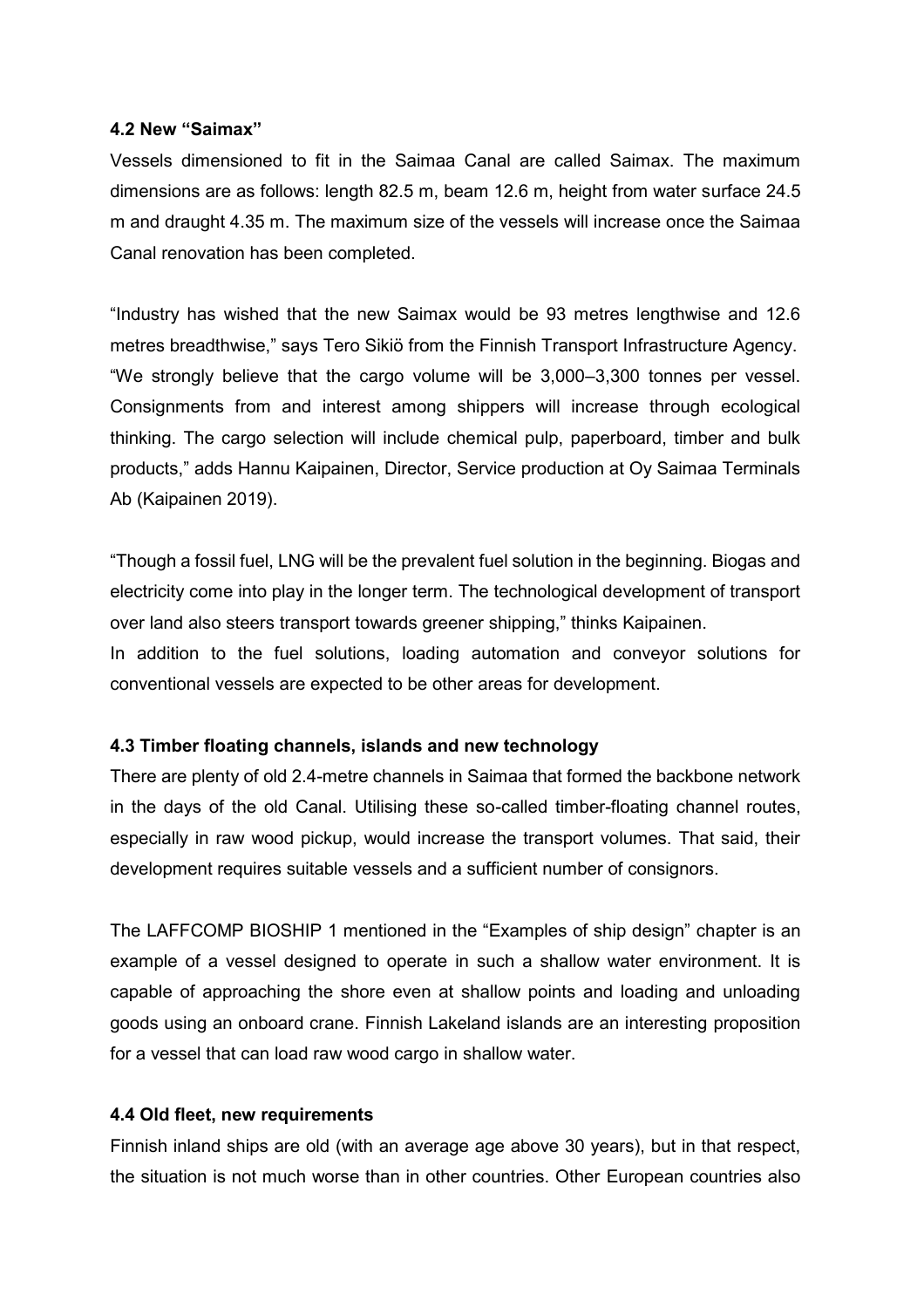### 4.2 New "Saimax"

Vessels dimensioned to fit in the Saimaa Canal are called Saimax. The maximum dimensions are as follows: length 82.5 m, beam 12.6 m, height from water surface 24.5 m and draught 4.35 m. The maximum size of the vessels will increase once the Saimaa Canal renovation has been completed.

"Industry has wished that the new Saimax would be 93 metres lengthwise and 12.6 metres breadthwise," says Tero Sikiö from the Finnish Transport Infrastructure Agency. "We strongly believe that the cargo volume will be 3,000–3,300 tonnes per vessel. Consignments from and interest among shippers will increase through ecological thinking. The cargo selection will include chemical pulp, paperboard, timber and bulk products," adds Hannu Kaipainen, Director, Service production at Oy Saimaa Terminals Ab (Kaipainen 2019).

"Though a fossil fuel, LNG will be the prevalent fuel solution in the beginning. Biogas and electricity come into play in the longer term. The technological development of transport over land also steers transport towards greener shipping," thinks Kaipainen.
In addition to the fuel solutions, loading automation and conveyor solutions for conventional vessels are expected to be other areas for development.

### 4.3 Timber floating channels, islands and new technology

There are plenty of old 2.4-metre channels in Saimaa that formed the backbone network in the days of the old Canal. Utilising these so-called timber-floating channel routes, especially in raw wood pickup, would increase the transport volumes. That said, their development requires suitable vessels and a sufficient number of consignors.

The LAFFCOMP BIOSHIP 1 mentioned in the "Examples of ship design" chapter is an example of a vessel designed to operate in such a shallow water environment. It is capable of approaching the shore even at shallow points and loading and unloading goods using an onboard crane. Finnish Lakeland islands are an interesting proposition for a vessel that can load raw wood cargo in shallow water.

### 4.4 Old fleet, new requirements

Finnish inland ships are old (with an average age above 30 years), but in that respect, the situation is not much worse than in other countries. Other European countries also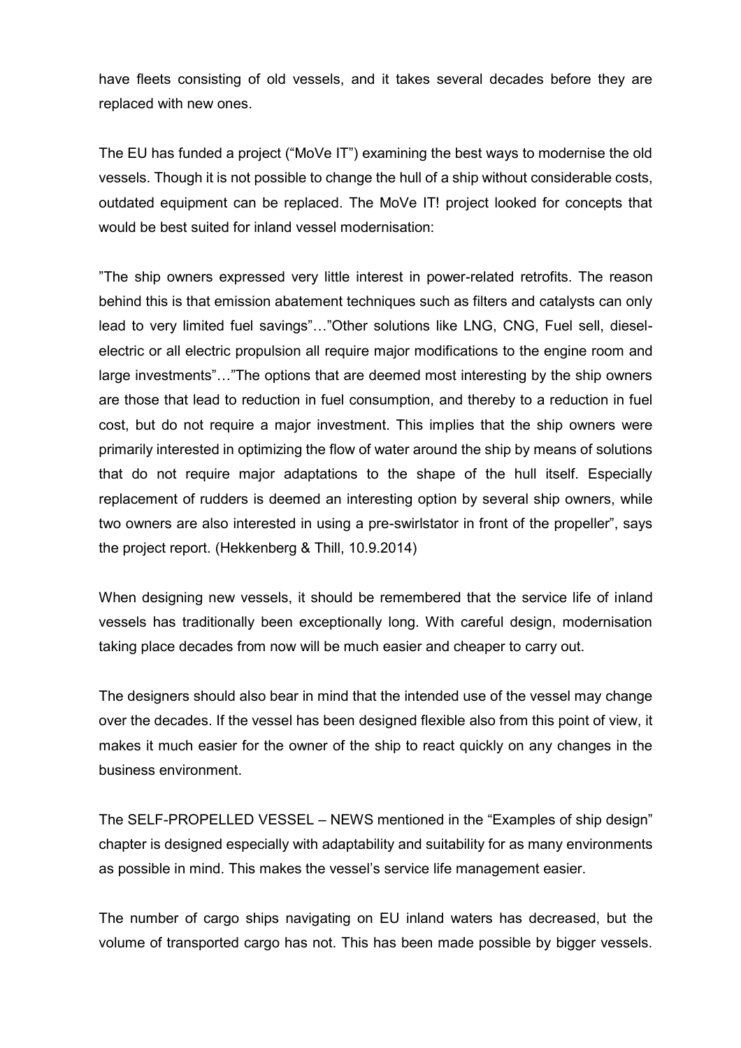have fleets consisting of old vessels, and it takes several decades before they are replaced with new ones.

The EU has funded a project ("MoVe IT") examining the best ways to modernise the old vessels. Though it is not possible to change the hull of a ship without considerable costs, outdated equipment can be replaced. The MoVe IT! project looked for concepts that would be best suited for inland vessel modernisation:

"The ship owners expressed very little interest in power-related retrofits. The reason behind this is that emission abatement techniques such as filters and catalysts can only lead to very limited fuel savings"…"Other solutions like LNG, CNG, Fuel sell, diesel-electric or all electric propulsion all require major modifications to the engine room and large investments"…"The options that are deemed most interesting by the ship owners are those that lead to reduction in fuel consumption, and thereby to a reduction in fuel cost, but do not require a major investment. This implies that the ship owners were primarily interested in optimizing the flow of water around the ship by means of solutions that do not require major adaptations to the shape of the hull itself. Especially replacement of rudders is deemed an interesting option by several ship owners, while two owners are also interested in using a pre-swirlstator in front of the propeller", says the project report. (Hekkenberg & Thill, 10.9.2014)

When designing new vessels, it should be remembered that the service life of inland vessels has traditionally been exceptionally long. With careful design, modernisation taking place decades from now will be much easier and cheaper to carry out.

The designers should also bear in mind that the intended use of the vessel may change over the decades. If the vessel has been designed flexible also from this point of view, it makes it much easier for the owner of the ship to react quickly on any changes in the business environment.

The SELF-PROPELLED VESSEL – NEWS mentioned in the "Examples of ship design" chapter is designed especially with adaptability and suitability for as many environments as possible in mind. This makes the vessel's service life management easier.

The number of cargo ships navigating on EU inland waters has decreased, but the volume of transported cargo has not. This has been made possible by bigger vessels.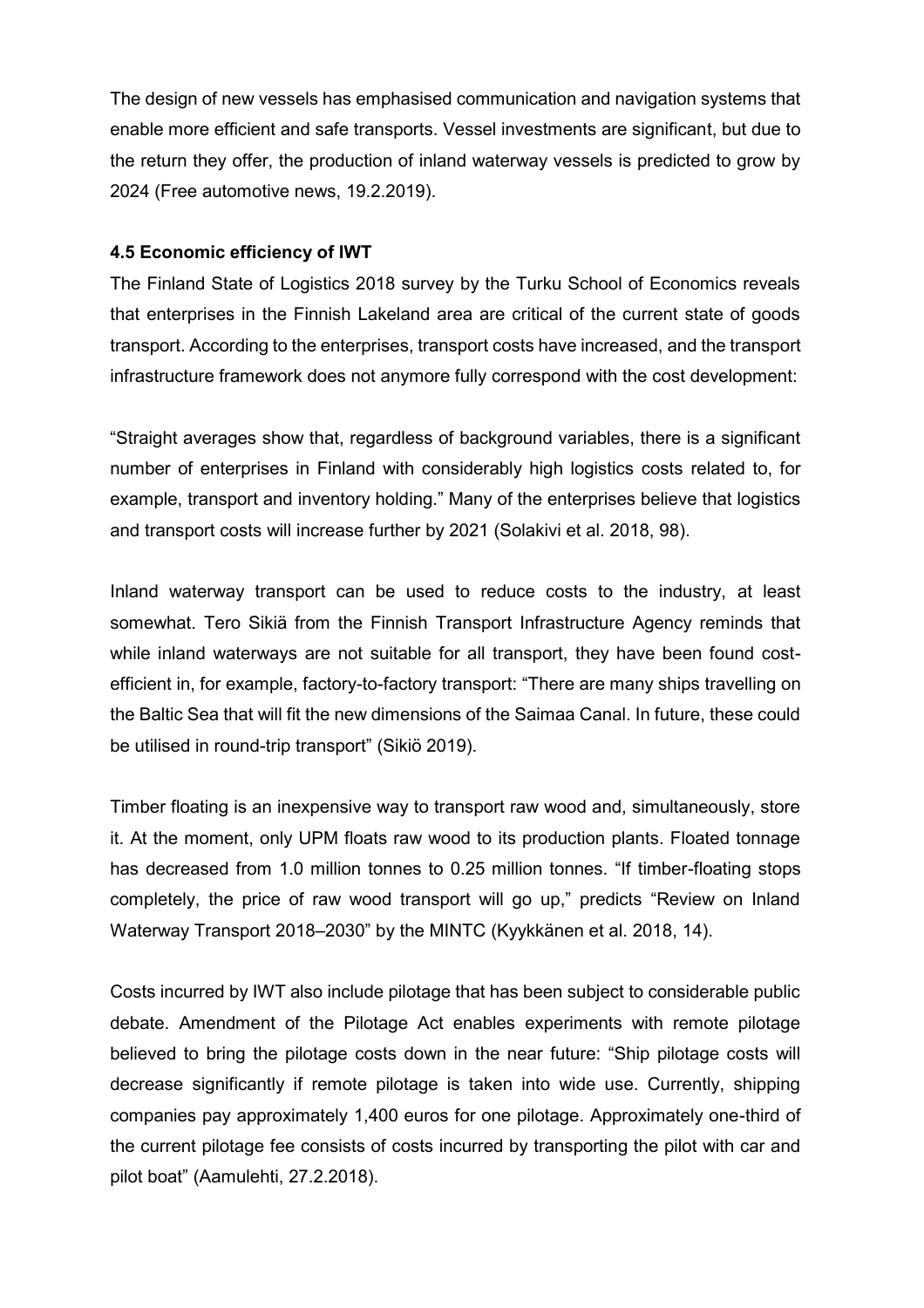The design of new vessels has emphasised communication and navigation systems that enable more efficient and safe transports. Vessel investments are significant, but due to the return they offer, the production of inland waterway vessels is predicted to grow by 2024 (Free automotive news, 19.2.2019).

### 4.5 Economic efficiency of IWT

The Finland State of Logistics 2018 survey by the Turku School of Economics reveals that enterprises in the Finnish Lakeland area are critical of the current state of goods transport. According to the enterprises, transport costs have increased, and the transport infrastructure framework does not anymore fully correspond with the cost development:

"Straight averages show that, regardless of background variables, there is a significant number of enterprises in Finland with considerably high logistics costs related to, for example, transport and inventory holding." Many of the enterprises believe that logistics and transport costs will increase further by 2021 (Solakivi et al. 2018, 98).

Inland waterway transport can be used to reduce costs to the industry, at least somewhat. Tero Sikiä from the Finnish Transport Infrastructure Agency reminds that while inland waterways are not suitable for all transport, they have been found cost-efficient in, for example, factory-to-factory transport: "There are many ships travelling on the Baltic Sea that will fit the new dimensions of the Saimaa Canal. In future, these could be utilised in round-trip transport" (Sikiö 2019).

Timber floating is an inexpensive way to transport raw wood and, simultaneously, store it. At the moment, only UPM floats raw wood to its production plants. Floated tonnage has decreased from 1.0 million tonnes to 0.25 million tonnes. "If timber-floating stops completely, the price of raw wood transport will go up," predicts "Review on Inland Waterway Transport 2018–2030" by the MINTC (Kyykkänen et al. 2018, 14).

Costs incurred by IWT also include pilotage that has been subject to considerable public debate. Amendment of the Pilotage Act enables experiments with remote pilotage believed to bring the pilotage costs down in the near future: "Ship pilotage costs will decrease significantly if remote pilotage is taken into wide use. Currently, shipping companies pay approximately 1,400 euros for one pilotage. Approximately one-third of the current pilotage fee consists of costs incurred by transporting the pilot with car and pilot boat" (Aamulehti, 27.2.2018).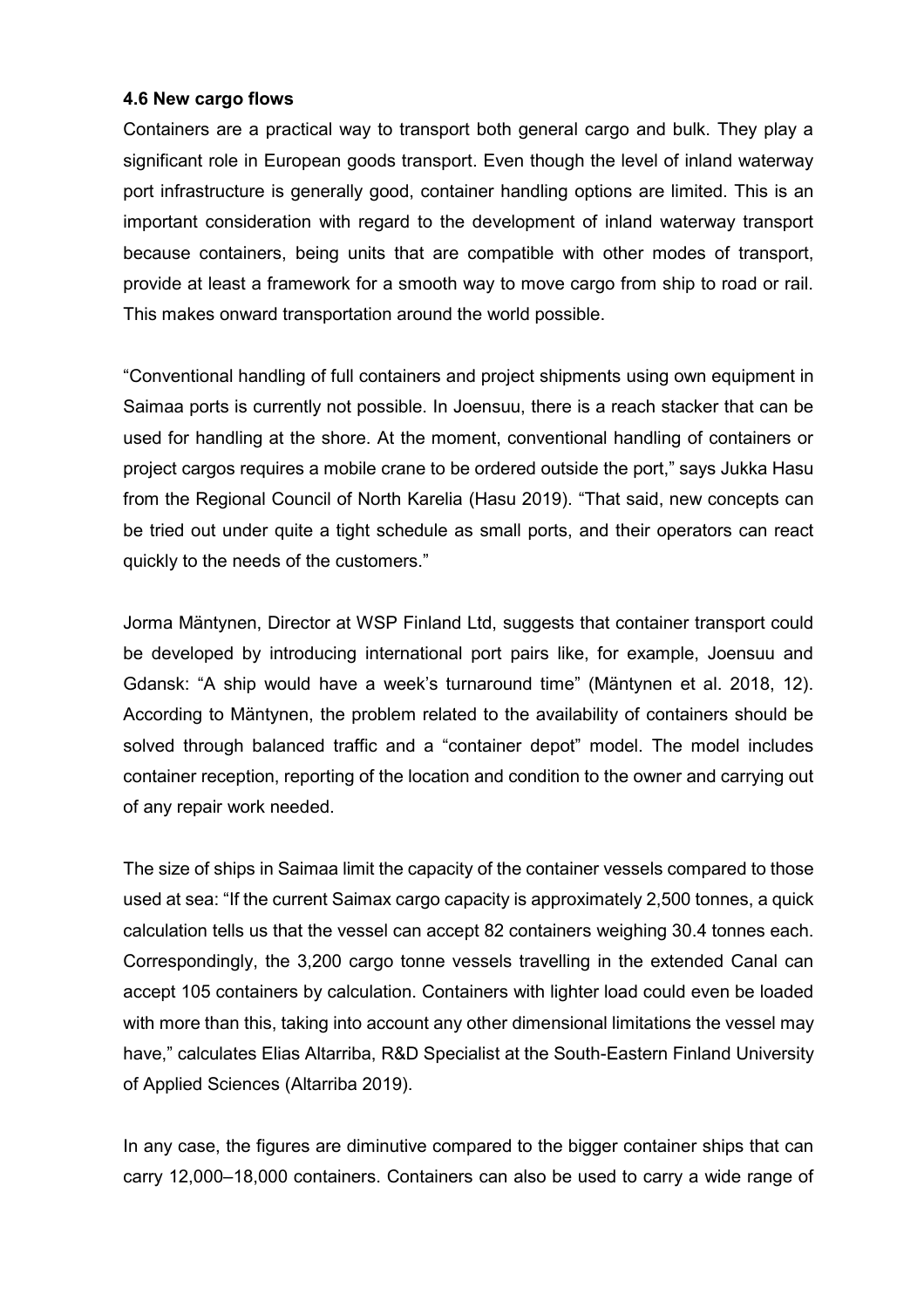### 4.6 New cargo flows

Containers are a practical way to transport both general cargo and bulk. They play a significant role in European goods transport. Even though the level of inland waterway port infrastructure is generally good, container handling options are limited. This is an important consideration with regard to the development of inland waterway transport because containers, being units that are compatible with other modes of transport, provide at least a framework for a smooth way to move cargo from ship to road or rail. This makes onward transportation around the world possible.

“Conventional handling of full containers and project shipments using own equipment in Saimaa ports is currently not possible. In Joensuu, there is a reach stacker that can be used for handling at the shore. At the moment, conventional handling of containers or project cargos requires a mobile crane to be ordered outside the port,” says Jukka Hasu from the Regional Council of North Karelia (Hasu 2019). “That said, new concepts can be tried out under quite a tight schedule as small ports, and their operators can react quickly to the needs of the customers.”

Jorma Mäntynen, Director at WSP Finland Ltd, suggests that container transport could be developed by introducing international port pairs like, for example, Joensuu and Gdansk: “A ship would have a week’s turnaround time” (Mäntynen et al. 2018, 12). According to Mäntynen, the problem related to the availability of containers should be solved through balanced traffic and a “container depot” model. The model includes container reception, reporting of the location and condition to the owner and carrying out of any repair work needed.

The size of ships in Saimaa limit the capacity of the container vessels compared to those used at sea: “If the current Saimax cargo capacity is approximately 2,500 tonnes, a quick calculation tells us that the vessel can accept 82 containers weighing 30.4 tonnes each. Correspondingly, the 3,200 cargo tonne vessels travelling in the extended Canal can accept 105 containers by calculation. Containers with lighter load could even be loaded with more than this, taking into account any other dimensional limitations the vessel may have,” calculates Elias Altarriba, R&D Specialist at the South-Eastern Finland University of Applied Sciences (Altarriba 2019).

In any case, the figures are diminutive compared to the bigger container ships that can carry 12,000–18,000 containers. Containers can also be used to carry a wide range of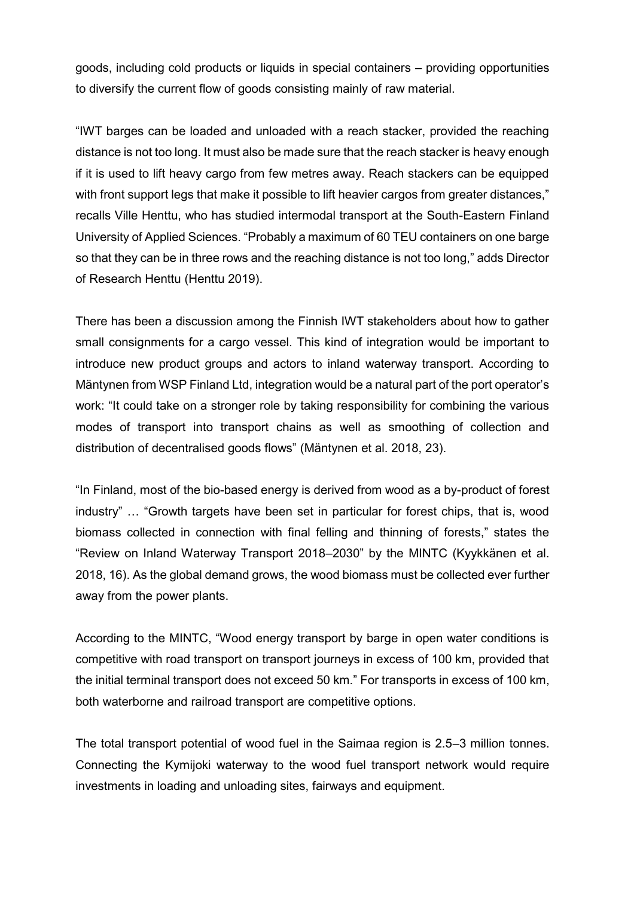goods, including cold products or liquids in special containers – providing opportunities to diversify the current flow of goods consisting mainly of raw material.

“IWT barges can be loaded and unloaded with a reach stacker, provided the reaching distance is not too long. It must also be made sure that the reach stacker is heavy enough if it is used to lift heavy cargo from few metres away. Reach stackers can be equipped with front support legs that make it possible to lift heavier cargos from greater distances,” recalls Ville Henttu, who has studied intermodal transport at the South-Eastern Finland University of Applied Sciences. “Probably a maximum of 60 TEU containers on one barge so that they can be in three rows and the reaching distance is not too long,” adds Director of Research Henttu (Henttu 2019).

There has been a discussion among the Finnish IWT stakeholders about how to gather small consignments for a cargo vessel. This kind of integration would be important to introduce new product groups and actors to inland waterway transport. According to Mäntynen from WSP Finland Ltd, integration would be a natural part of the port operator’s work: “It could take on a stronger role by taking responsibility for combining the various modes of transport into transport chains as well as smoothing of collection and distribution of decentralised goods flows” (Mäntynen et al. 2018, 23).

“In Finland, most of the bio-based energy is derived from wood as a by-product of forest industry” … “Growth targets have been set in particular for forest chips, that is, wood biomass collected in connection with final felling and thinning of forests,” states the “Review on Inland Waterway Transport 2018–2030” by the MINTC (Kyykkänen et al. 2018, 16). As the global demand grows, the wood biomass must be collected ever further away from the power plants.

According to the MINTC, “Wood energy transport by barge in open water conditions is competitive with road transport on transport journeys in excess of 100 km, provided that the initial terminal transport does not exceed 50 km.” For transports in excess of 100 km, both waterborne and railroad transport are competitive options.

The total transport potential of wood fuel in the Saimaa region is 2.5–3 million tonnes. Connecting the Kymijoki waterway to the wood fuel transport network would require investments in loading and unloading sites, fairways and equipment.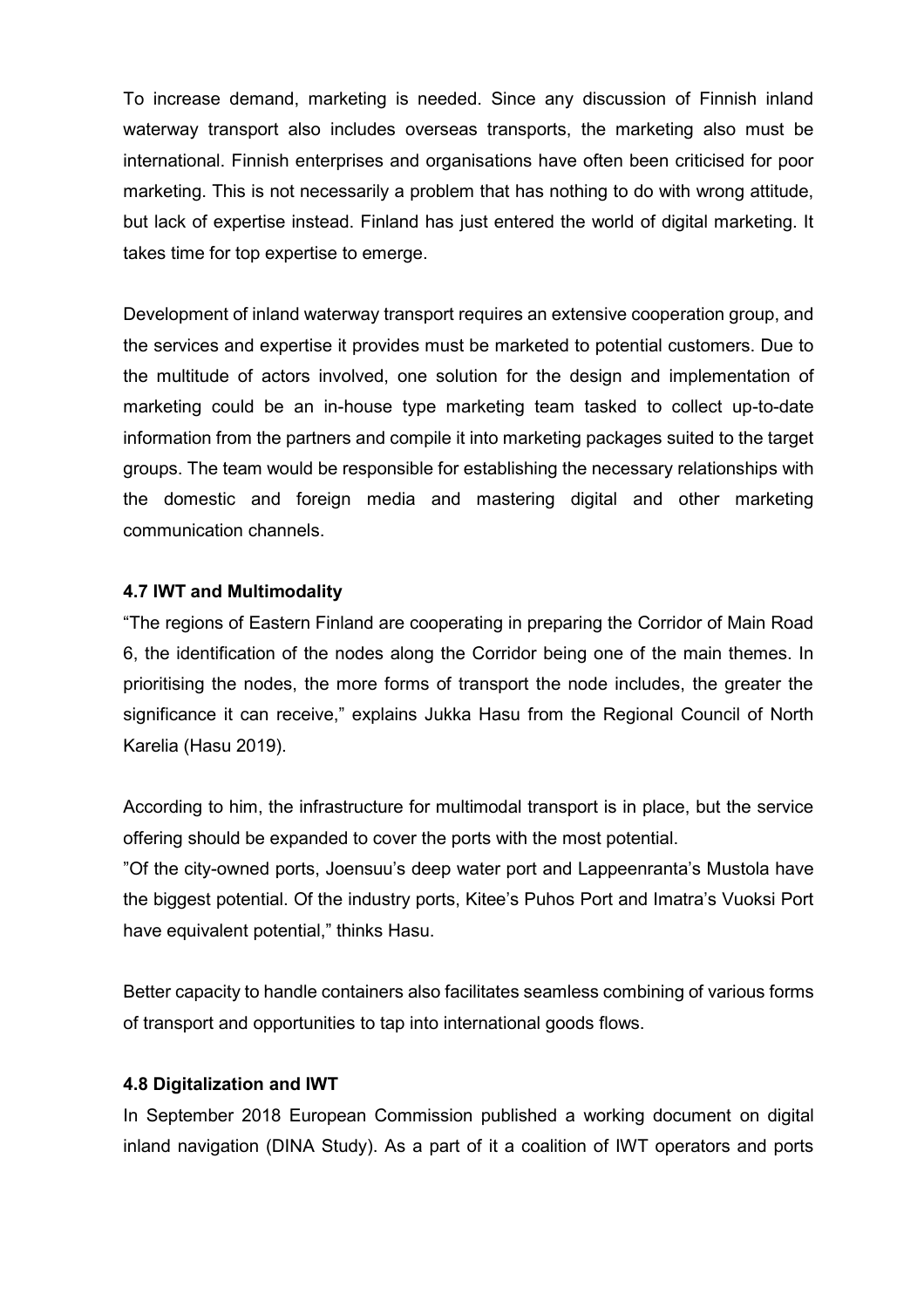To increase demand, marketing is needed. Since any discussion of Finnish inland waterway transport also includes overseas transports, the marketing also must be international. Finnish enterprises and organisations have often been criticised for poor marketing. This is not necessarily a problem that has nothing to do with wrong attitude, but lack of expertise instead. Finland has just entered the world of digital marketing. It takes time for top expertise to emerge.

Development of inland waterway transport requires an extensive cooperation group, and the services and expertise it provides must be marketed to potential customers. Due to the multitude of actors involved, one solution for the design and implementation of marketing could be an in-house type marketing team tasked to collect up-to-date information from the partners and compile it into marketing packages suited to the target groups. The team would be responsible for establishing the necessary relationships with the domestic and foreign media and mastering digital and other marketing communication channels.

### 4.7 IWT and Multimodality

"The regions of Eastern Finland are cooperating in preparing the Corridor of Main Road 6, the identification of the nodes along the Corridor being one of the main themes. In prioritising the nodes, the more forms of transport the node includes, the greater the significance it can receive," explains Jukka Hasu from the Regional Council of North Karelia (Hasu 2019).

According to him, the infrastructure for multimodal transport is in place, but the service offering should be expanded to cover the ports with the most potential.

"Of the city-owned ports, Joensuu's deep water port and Lappeenranta's Mustola have the biggest potential. Of the industry ports, Kitee's Puhos Port and Imatra's Vuoksi Port have equivalent potential," thinks Hasu.

Better capacity to handle containers also facilitates seamless combining of various forms of transport and opportunities to tap into international goods flows.

### 4.8 Digitalization and IWT

In September 2018 European Commission published a working document on digital inland navigation (DINA Study). As a part of it a coalition of IWT operators and ports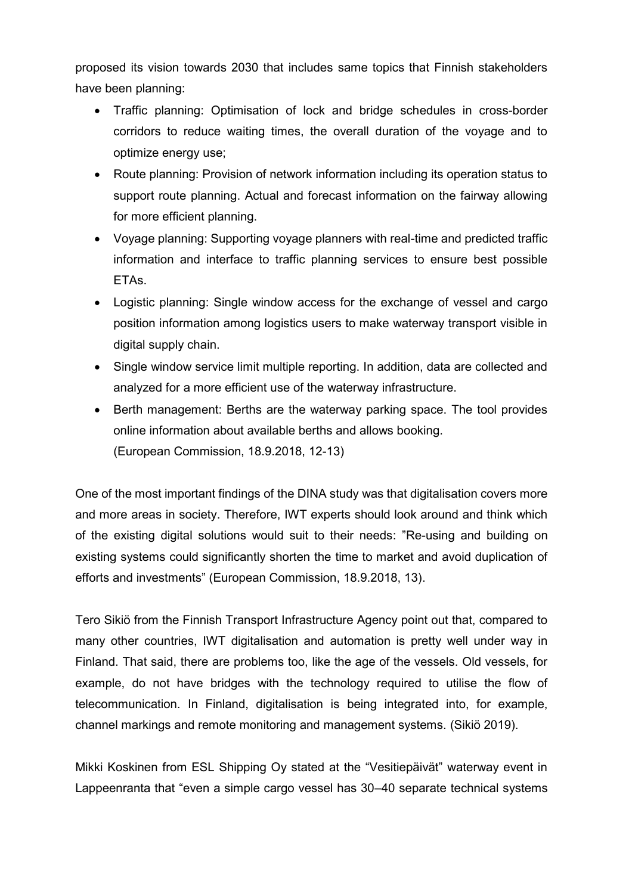proposed its vision towards 2030 that includes same topics that Finnish stakeholders have been planning:

- Traffic planning: Optimisation of lock and bridge schedules in cross-border corridors to reduce waiting times, the overall duration of the voyage and to optimize energy use;
- Route planning: Provision of network information including its operation status to support route planning. Actual and forecast information on the fairway allowing for more efficient planning.
- Voyage planning: Supporting voyage planners with real-time and predicted traffic information and interface to traffic planning services to ensure best possible ETAs.
- Logistic planning: Single window access for the exchange of vessel and cargo position information among logistics users to make waterway transport visible in digital supply chain.
- Single window service limit multiple reporting. In addition, data are collected and analyzed for a more efficient use of the waterway infrastructure.
- Berth management: Berths are the waterway parking space. The tool provides online information about available berths and allows booking.
(European Commission, 18.9.2018, 12-13)

One of the most important findings of the DINA study was that digitalisation covers more and more areas in society. Therefore, IWT experts should look around and think which of the existing digital solutions would suit to their needs: "Re-using and building on existing systems could significantly shorten the time to market and avoid duplication of efforts and investments" (European Commission, 18.9.2018, 13).

Tero Sikiö from the Finnish Transport Infrastructure Agency point out that, compared to many other countries, IWT digitalisation and automation is pretty well under way in Finland. That said, there are problems too, like the age of the vessels. Old vessels, for example, do not have bridges with the technology required to utilise the flow of telecommunication. In Finland, digitalisation is being integrated into, for example, channel markings and remote monitoring and management systems. (Sikiö 2019).

Mikki Koskinen from ESL Shipping Oy stated at the "Vesitiepäivät" waterway event in Lappeenranta that "even a simple cargo vessel has 30–40 separate technical systems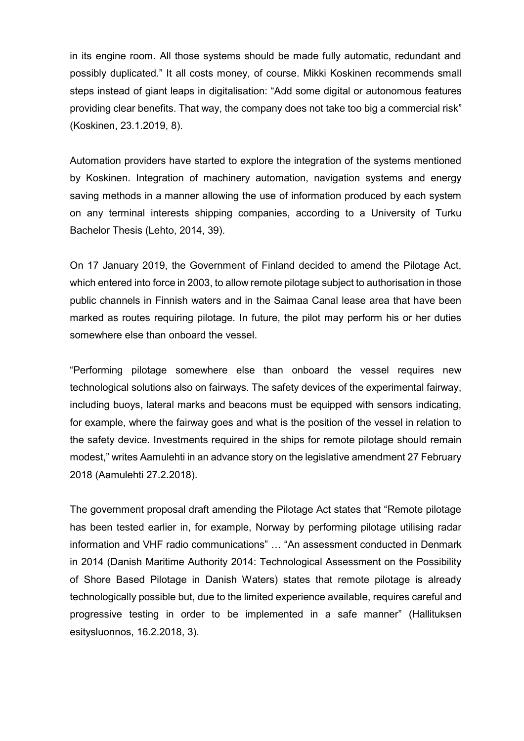in its engine room. All those systems should be made fully automatic, redundant and possibly duplicated." It all costs money, of course. Mikki Koskinen recommends small steps instead of giant leaps in digitalisation: "Add some digital or autonomous features providing clear benefits. That way, the company does not take too big a commercial risk" (Koskinen, 23.1.2019, 8).

Automation providers have started to explore the integration of the systems mentioned by Koskinen. Integration of machinery automation, navigation systems and energy saving methods in a manner allowing the use of information produced by each system on any terminal interests shipping companies, according to a University of Turku Bachelor Thesis (Lehto, 2014, 39).

On 17 January 2019, the Government of Finland decided to amend the Pilotage Act, which entered into force in 2003, to allow remote pilotage subject to authorisation in those public channels in Finnish waters and in the Saimaa Canal lease area that have been marked as routes requiring pilotage. In future, the pilot may perform his or her duties somewhere else than onboard the vessel.

"Performing pilotage somewhere else than onboard the vessel requires new technological solutions also on fairways. The safety devices of the experimental fairway, including buoys, lateral marks and beacons must be equipped with sensors indicating, for example, where the fairway goes and what is the position of the vessel in relation to the safety device. Investments required in the ships for remote pilotage should remain modest," writes Aamulehti in an advance story on the legislative amendment 27 February 2018 (Aamulehti 27.2.2018).

The government proposal draft amending the Pilotage Act states that "Remote pilotage has been tested earlier in, for example, Norway by performing pilotage utilising radar information and VHF radio communications" … "An assessment conducted in Denmark in 2014 (Danish Maritime Authority 2014: Technological Assessment on the Possibility of Shore Based Pilotage in Danish Waters) states that remote pilotage is already technologically possible but, due to the limited experience available, requires careful and progressive testing in order to be implemented in a safe manner" (Hallituksen esitysluonnos, 16.2.2018, 3).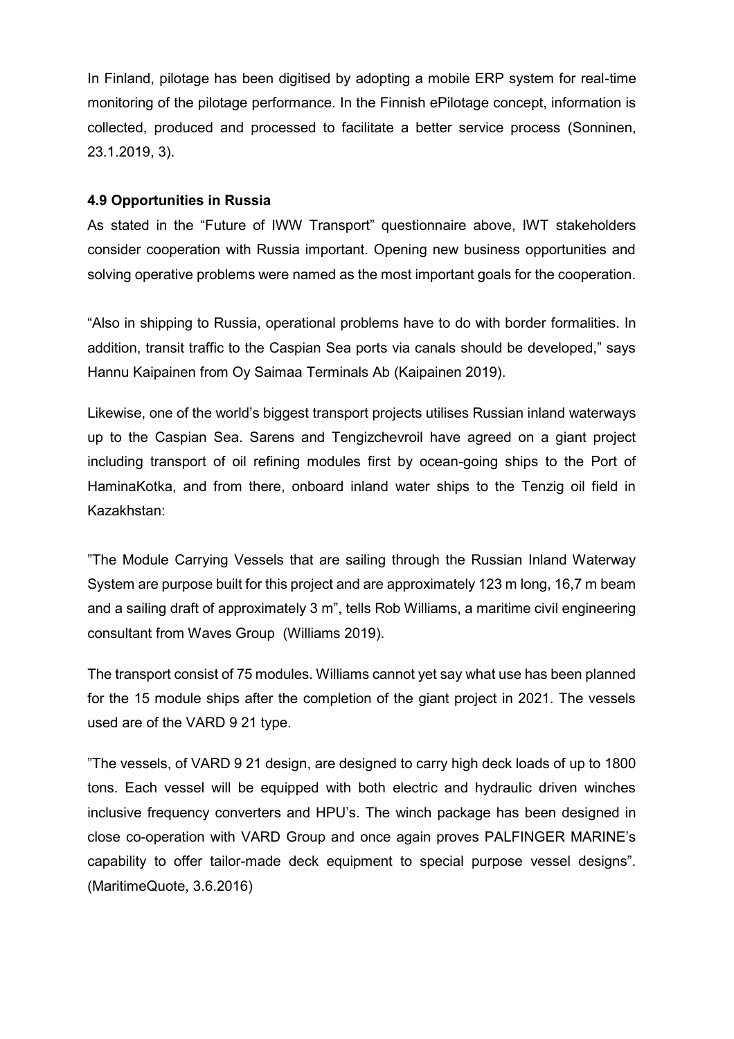In Finland, pilotage has been digitised by adopting a mobile ERP system for real-time monitoring of the pilotage performance. In the Finnish ePilotage concept, information is collected, produced and processed to facilitate a better service process (Sonninen, 23.1.2019, 3).

### 4.9 Opportunities in Russia

As stated in the "Future of IWW Transport" questionnaire above, IWT stakeholders consider cooperation with Russia important. Opening new business opportunities and solving operative problems were named as the most important goals for the cooperation.

"Also in shipping to Russia, operational problems have to do with border formalities. In addition, transit traffic to the Caspian Sea ports via canals should be developed," says Hannu Kaipainen from Oy Saimaa Terminals Ab (Kaipainen 2019).

Likewise, one of the world's biggest transport projects utilises Russian inland waterways up to the Caspian Sea. Sarens and Tengizchevroil have agreed on a giant project including transport of oil refining modules first by ocean-going ships to the Port of HaminaKotka, and from there, onboard inland water ships to the Tenzig oil field in Kazakhstan:

"The Module Carrying Vessels that are sailing through the Russian Inland Waterway System are purpose built for this project and are approximately 123 m long, 16,7 m beam and a sailing draft of approximately 3 m", tells Rob Williams, a maritime civil engineering consultant from Waves Group (Williams 2019).

The transport consist of 75 modules. Williams cannot yet say what use has been planned for the 15 module ships after the completion of the giant project in 2021. The vessels used are of the VARD 9 21 type.

"The vessels, of VARD 9 21 design, are designed to carry high deck loads of up to 1800 tons. Each vessel will be equipped with both electric and hydraulic driven winches inclusive frequency converters and HPU's. The winch package has been designed in close co-operation with VARD Group and once again proves PALFINGER MARINE's capability to offer tailor-made deck equipment to special purpose vessel designs". (MaritimeQuote, 3.6.2016)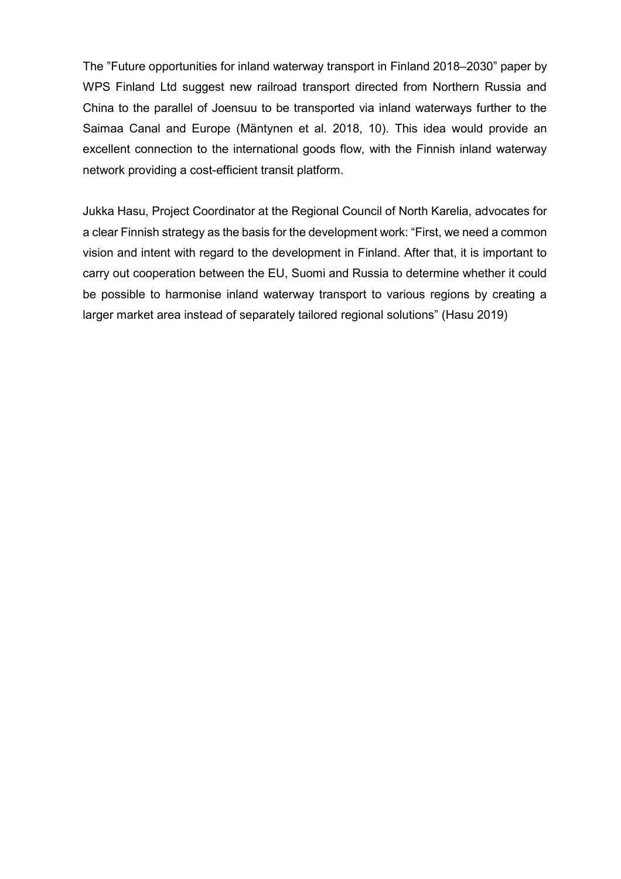The ”Future opportunities for inland waterway transport in Finland 2018–2030” paper by WPS Finland Ltd suggest new railroad transport directed from Northern Russia and China to the parallel of Joensuu to be transported via inland waterways further to the Saimaa Canal and Europe (Mäntynen et al. 2018, 10). This idea would provide an excellent connection to the international goods flow, with the Finnish inland waterway network providing a cost-efficient transit platform.

Jukka Hasu, Project Coordinator at the Regional Council of North Karelia, advocates for a clear Finnish strategy as the basis for the development work: “First, we need a common vision and intent with regard to the development in Finland. After that, it is important to carry out cooperation between the EU, Suomi and Russia to determine whether it could be possible to harmonise inland waterway transport to various regions by creating a larger market area instead of separately tailored regional solutions” (Hasu 2019)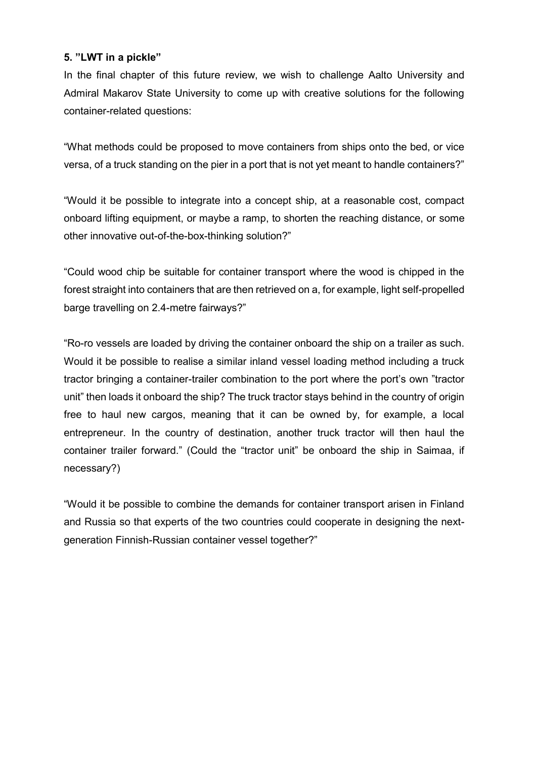**5. ”LWT in a pickle”**

In the final chapter of this future review, we wish to challenge Aalto University and Admiral Makarov State University to come up with creative solutions for the following container-related questions:

“What methods could be proposed to move containers from ships onto the bed, or vice versa, of a truck standing on the pier in a port that is not yet meant to handle containers?”

“Would it be possible to integrate into a concept ship, at a reasonable cost, compact onboard lifting equipment, or maybe a ramp, to shorten the reaching distance, or some other innovative out-of-the-box-thinking solution?”

“Could wood chip be suitable for container transport where the wood is chipped in the forest straight into containers that are then retrieved on a, for example, light self-propelled barge travelling on 2.4-metre fairways?”

“Ro-ro vessels are loaded by driving the container onboard the ship on a trailer as such. Would it be possible to realise a similar inland vessel loading method including a truck tractor bringing a container-trailer combination to the port where the port’s own ”tractor unit” then loads it onboard the ship? The truck tractor stays behind in the country of origin free to haul new cargos, meaning that it can be owned by, for example, a local entrepreneur. In the country of destination, another truck tractor will then haul the container trailer forward.” (Could the “tractor unit” be onboard the ship in Saimaa, if necessary?)

“Would it be possible to combine the demands for container transport arisen in Finland and Russia so that experts of the two countries could cooperate in designing the next-generation Finnish-Russian container vessel together?”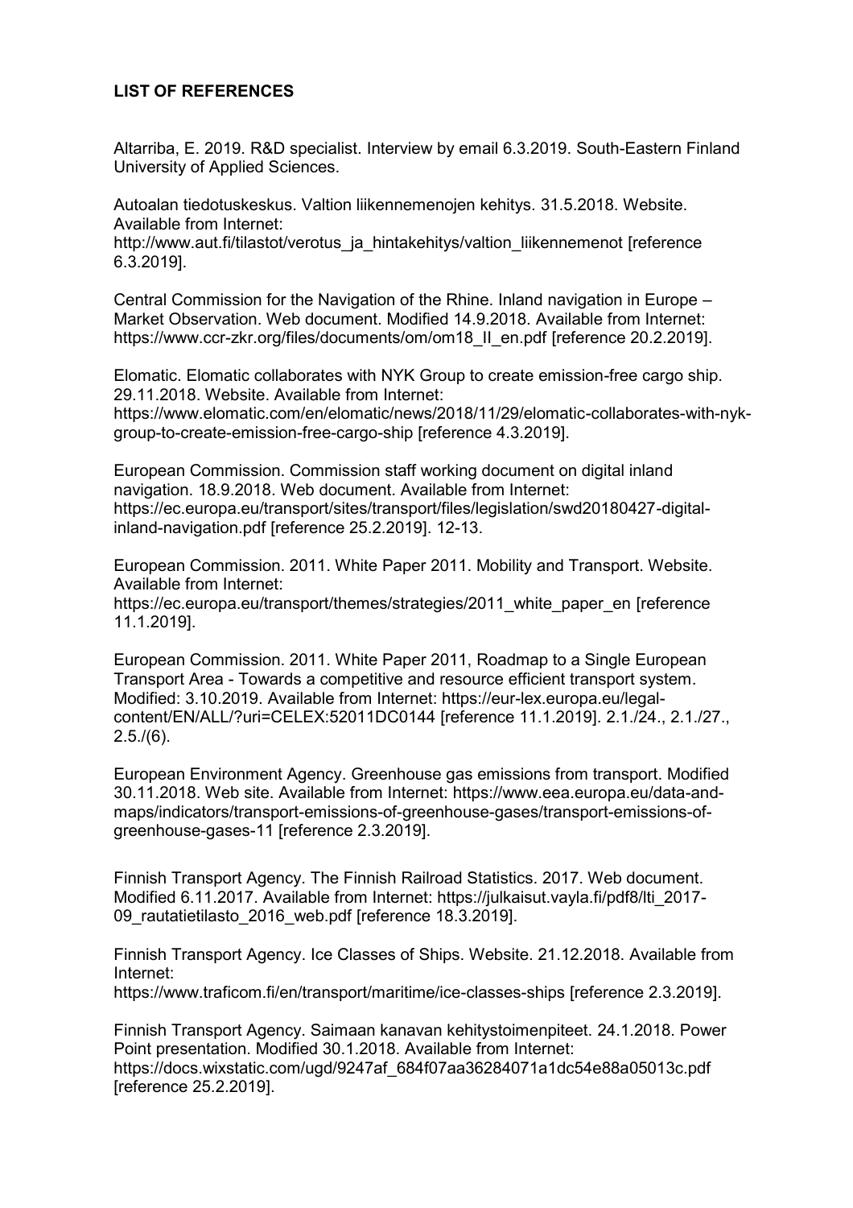**LIST OF REFERENCES**

Altarriba, E. 2019. R&D specialist. Interview by email 6.3.2019. South-Eastern Finland University of Applied Sciences.

Autoalan tiedotuskeskus. Valtion liikennemenojen kehitys. 31.5.2018. Website. Available from Internet: http://www.aut.fi/tilastot/verotus_ja_hintakehitys/valtion_liikennemenot [reference 6.3.2019].

Central Commission for the Navigation of the Rhine. Inland navigation in Europe – Market Observation. Web document. Modified 14.9.2018. Available from Internet: https://www.ccr-zkr.org/files/documents/om/om18_II_en.pdf [reference 20.2.2019].

Elomatic. Elomatic collaborates with NYK Group to create emission-free cargo ship. 29.11.2018. Website. Available from Internet: https://www.elomatic.com/en/elomatic/news/2018/11/29/elomatic-collaborates-with-nyk-group-to-create-emission-free-cargo-ship [reference 4.3.2019].

European Commission. Commission staff working document on digital inland navigation. 18.9.2018. Web document. Available from Internet: https://ec.europa.eu/transport/sites/transport/files/legislation/swd20180427-digital-inland-navigation.pdf [reference 25.2.2019]. 12-13.

European Commission. 2011. White Paper 2011. Mobility and Transport. Website. Available from Internet: https://ec.europa.eu/transport/themes/strategies/2011_white_paper_en [reference 11.1.2019].

European Commission. 2011. White Paper 2011, Roadmap to a Single European Transport Area - Towards a competitive and resource efficient transport system. Modified: 3.10.2019. Available from Internet: https://eur-lex.europa.eu/legal-content/EN/ALL/?uri=CELEX:52011DC0144 [reference 11.1.2019]. 2.1./24., 2.1./27., 2.5./(6).

European Environment Agency. Greenhouse gas emissions from transport. Modified 30.11.2018. Web site. Available from Internet: https://www.eea.europa.eu/data-and-maps/indicators/transport-emissions-of-greenhouse-gases/transport-emissions-of-greenhouse-gases-11 [reference 2.3.2019].

Finnish Transport Agency. The Finnish Railroad Statistics. 2017. Web document. Modified 6.11.2017. Available from Internet: https://julkaisut.vayla.fi/pdf8/lti_2017-09_rautatietilasto_2016_web.pdf [reference 18.3.2019].

Finnish Transport Agency. Ice Classes of Ships. Website. 21.12.2018. Available from Internet: https://www.traficom.fi/en/transport/maritime/ice-classes-ships [reference 2.3.2019].

Finnish Transport Agency. Saimaan kanavan kehitystoimenpiteet. 24.1.2018. Power Point presentation. Modified 30.1.2018. Available from Internet: https://docs.wixstatic.com/ugd/9247af_684f07aa36284071a1dc54e88a05013c.pdf [reference 25.2.2019].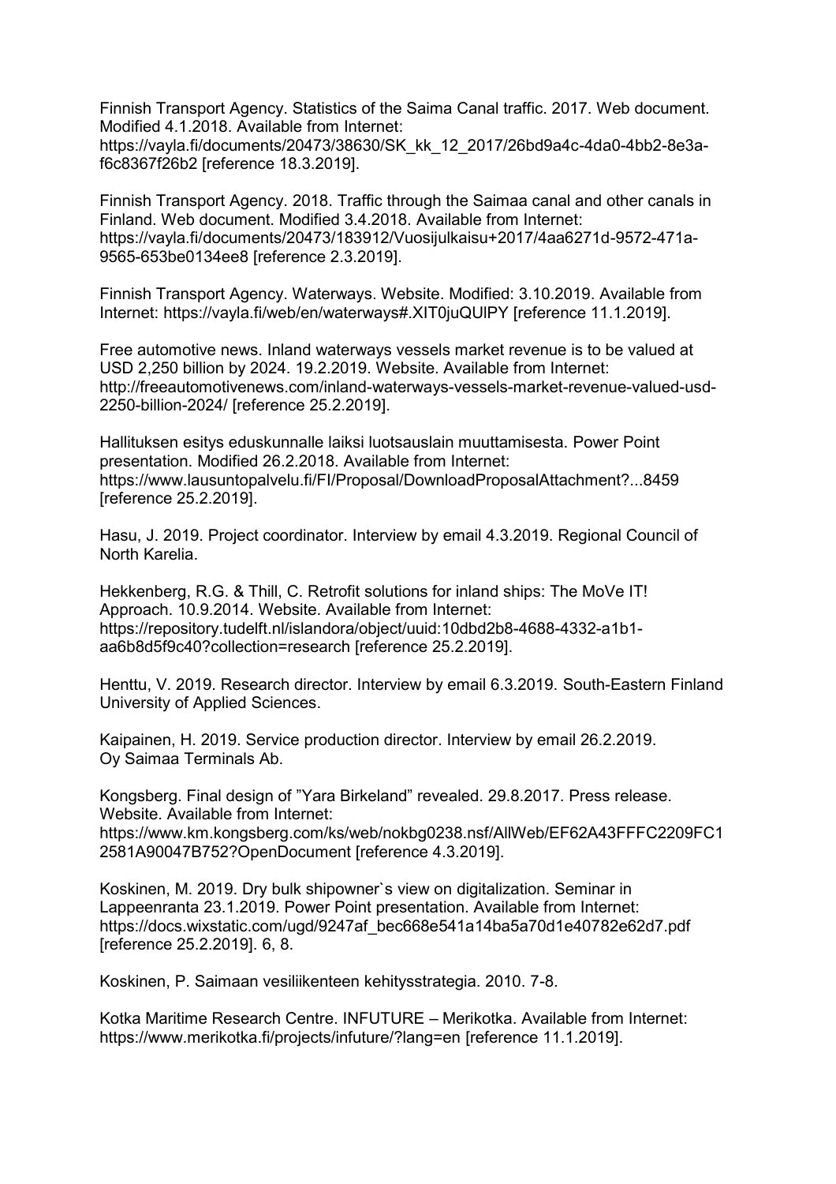Finnish Transport Agency. Statistics of the Saima Canal traffic. 2017. Web document. Modified 4.1.2018. Available from Internet: https://vayla.fi/documents/20473/38630/SK_kk_12_2017/26bd9a4c-4da0-4bb2-8e3a-f6c8367f26b2 [reference 18.3.2019].

Finnish Transport Agency. 2018. Traffic through the Saimaa canal and other canals in Finland. Web document. Modified 3.4.2018. Available from Internet: https://vayla.fi/documents/20473/183912/Vuosijulkaisu+2017/4aa6271d-9572-471a-9565-653be0134ee8 [reference 2.3.2019].

Finnish Transport Agency. Waterways. Website. Modified: 3.10.2019. Available from Internet: https://vayla.fi/web/en/waterways#.XIT0juQUlPY [reference 11.1.2019].

Free automotive news. Inland waterways vessels market revenue is to be valued at USD 2,250 billion by 2024. 19.2.2019. Website. Available from Internet: http://freeautomotivenews.com/inland-waterways-vessels-market-revenue-valued-usd-2250-billion-2024/ [reference 25.2.2019].

Hallituksen esitys eduskunnalle laiksi luotsauslain muuttamisesta. Power Point presentation. Modified 26.2.2018. Available from Internet: https://www.lausuntopalvelu.fi/FI/Proposal/DownloadProposalAttachment?...8459 [reference 25.2.2019].

Hasu, J. 2019. Project coordinator. Interview by email 4.3.2019. Regional Council of North Karelia.

Hekkenberg, R.G. & Thill, C. Retrofit solutions for inland ships: The MoVe IT! Approach. 10.9.2014. Website. Available from Internet: https://repository.tudelft.nl/islandora/object/uuid:10dbd2b8-4688-4332-a1b1-aa6b8d5f9c40?collection=research [reference 25.2.2019].

Henttu, V. 2019. Research director. Interview by email 6.3.2019. South-Eastern Finland University of Applied Sciences.

Kaipainen, H. 2019. Service production director. Interview by email 26.2.2019. Oy Saimaa Terminals Ab.

Kongsberg. Final design of "Yara Birkeland" revealed. 29.8.2017. Press release. Website. Available from Internet: https://www.km.kongsberg.com/ks/web/nokbg0238.nsf/AllWeb/EF62A43FFFC2209FC12581A90047B752?OpenDocument [reference 4.3.2019].

Koskinen, M. 2019. Dry bulk shipowner`s view on digitalization. Seminar in Lappeenranta 23.1.2019. Power Point presentation. Available from Internet: https://docs.wixstatic.com/ugd/9247af_bec668e541a14ba5a70d1e40782e62d7.pdf [reference 25.2.2019]. 6, 8.

Koskinen, P. Saimaan vesiliikenteen kehitysstrategia. 2010. 7-8.

Kotka Maritime Research Centre. INFUTURE – Merikotka. Available from Internet: https://www.merikotka.fi/projects/infuture/?lang=en [reference 11.1.2019].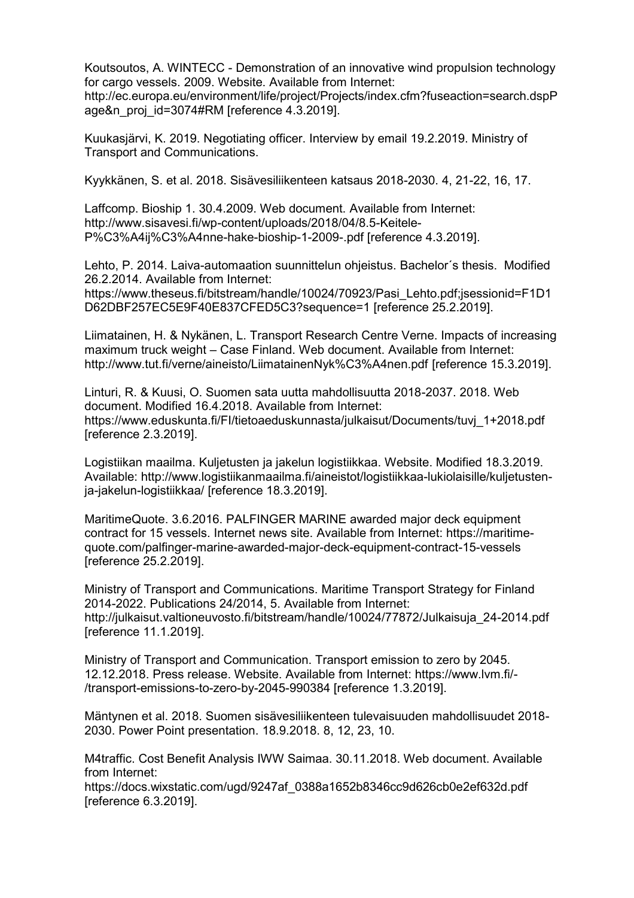Koutsoutos, A. WINTECC - Demonstration of an innovative wind propulsion technology for cargo vessels. 2009. Website. Available from Internet: http://ec.europa.eu/environment/life/project/Projects/index.cfm?fuseaction=search.dspPage&n_proj_id=3074#RM [reference 4.3.2019].

Kuukasjärvi, K. 2019. Negotiating officer. Interview by email 19.2.2019. Ministry of Transport and Communications.

Kyykkänen, S. et al. 2018. Sisävesiliikenteen katsaus 2018-2030. 4, 21-22, 16, 17.

Laffcomp. Bioship 1. 30.4.2009. Web document. Available from Internet: http://www.sisavesi.fi/wp-content/uploads/2018/04/8.5-Keitele-P%C3%A4ij%C3%A4nne-hake-bioship-1-2009-.pdf [reference 4.3.2019].

Lehto, P. 2014. Laiva-automaation suunnittelun ohjeistus. Bachelor´s thesis. Modified 26.2.2014. Available from Internet: https://www.theseus.fi/bitstream/handle/10024/70923/Pasi_Lehto.pdf;jsessionid=F1D1D62DBF257EC5E9F40E837CFED5C3?sequence=1 [reference 25.2.2019].

Liimatainen, H. & Nykänen, L. Transport Research Centre Verne. Impacts of increasing maximum truck weight – Case Finland. Web document. Available from Internet: http://www.tut.fi/verne/aineisto/LiimatainenNyk%C3%A4nen.pdf [reference 15.3.2019].

Linturi, R. & Kuusi, O. Suomen sata uutta mahdollisuutta 2018-2037. 2018. Web document. Modified 16.4.2018. Available from Internet: https://www.eduskunta.fi/FI/tietoaeduskunnasta/julkaisut/Documents/tuvj_1+2018.pdf [reference 2.3.2019].

Logistiikan maailma. Kuljetusten ja jakelun logistiikkaa. Website. Modified 18.3.2019. Available: http://www.logistiikanmaailma.fi/aineistot/logistiikkaa-lukiolaisille/kuljetusten-ja-jakelun-logistiikkaa/ [reference 18.3.2019].

MaritimeQuote. 3.6.2016. PALFINGER MARINE awarded major deck equipment contract for 15 vessels. Internet news site. Available from Internet: https://maritime-quote.com/palfinger-marine-awarded-major-deck-equipment-contract-15-vessels [reference 25.2.2019].

Ministry of Transport and Communications. Maritime Transport Strategy for Finland 2014-2022. Publications 24/2014, 5. Available from Internet: http://julkaisut.valtioneuvosto.fi/bitstream/handle/10024/77872/Julkaisuja_24-2014.pdf [reference 11.1.2019].

Ministry of Transport and Communication. Transport emission to zero by 2045. 12.12.2018. Press release. Website. Available from Internet: https://www.lvm.fi/-/transport-emissions-to-zero-by-2045-990384 [reference 1.3.2019].

Mäntynen et al. 2018. Suomen sisävesiliikenteen tulevaisuuden mahdollisuudet 2018-2030. Power Point presentation. 18.9.2018. 8, 12, 23, 10.

M4traffic. Cost Benefit Analysis IWW Saimaa. 30.11.2018. Web document. Available from Internet: https://docs.wixstatic.com/ugd/9247af_0388a1652b8346cc9d626cb0e2ef632d.pdf [reference 6.3.2019].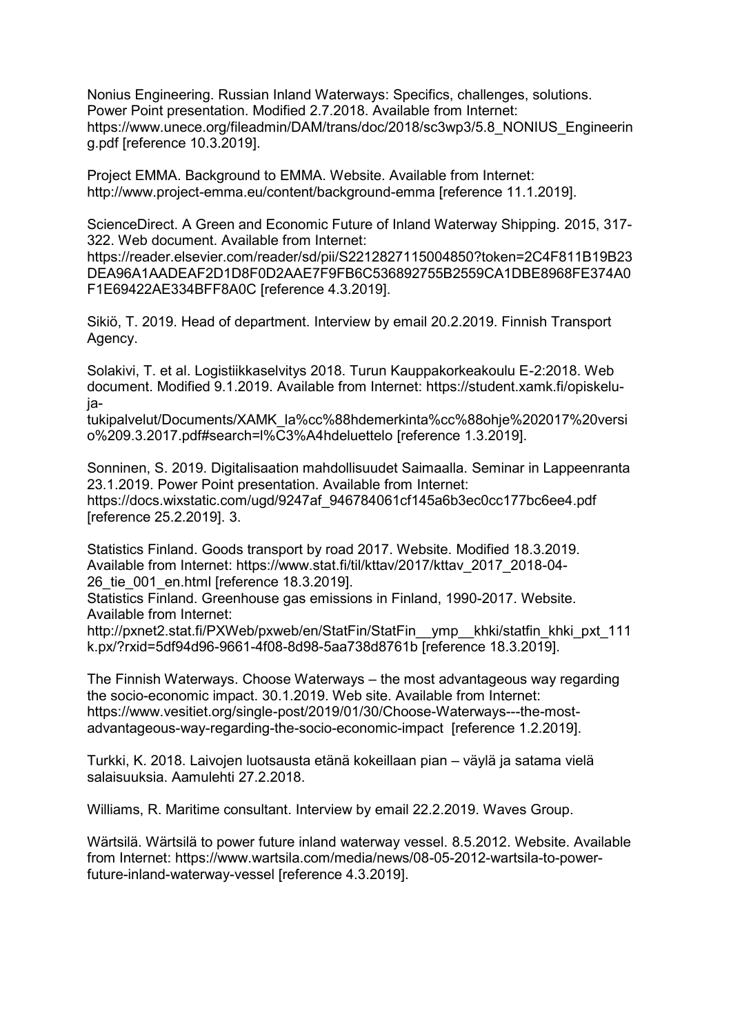Nonius Engineering. Russian Inland Waterways: Specifics, challenges, solutions. Power Point presentation. Modified 2.7.2018. Available from Internet: https://www.unece.org/fileadmin/DAM/trans/doc/2018/sc3wp3/5.8_NONIUS_Engineering.pdf [reference 10.3.2019].

Project EMMA. Background to EMMA. Website. Available from Internet: http://www.project-emma.eu/content/background-emma [reference 11.1.2019].

ScienceDirect. A Green and Economic Future of Inland Waterway Shipping. 2015, 317-322. Web document. Available from Internet: https://reader.elsevier.com/reader/sd/pii/S2212827115004850?token=2C4F811B19B23DEA96A1AADEAF2D1D8F0D2AAE7F9FB6C536892755B2559CA1DBE8968FE374A0F1E69422AE334BFF8A0C [reference 4.3.2019].

Sikiö, T. 2019. Head of department. Interview by email 20.2.2019. Finnish Transport Agency.

Solakivi, T. et al. Logistiikkaselvitys 2018. Turun Kauppakorkeakoulu E-2:2018. Web document. Modified 9.1.2019. Available from Internet: https://student.xamk.fi/opiskelu-ja-tukipalvelut/Documents/XAMK_la%cc%88hdemerkinta%cc%88ohje%202017%20versio%209.3.2017.pdf#search=l%C3%A4hdeluettelo [reference 1.3.2019].

Sonninen, S. 2019. Digitalisaation mahdollisuudet Saimaalla. Seminar in Lappeenranta 23.1.2019. Power Point presentation. Available from Internet: https://docs.wixstatic.com/ugd/9247af_946784061cf145a6b3ec0cc177bc6ee4.pdf [reference 25.2.2019]. 3.

Statistics Finland. Goods transport by road 2017. Website. Modified 18.3.2019. Available from Internet: https://www.stat.fi/til/kttav/2017/kttav_2017_2018-04-26_tie_001_en.html [reference 18.3.2019].
Statistics Finland. Greenhouse gas emissions in Finland, 1990-2017. Website. Available from Internet: http://pxnet2.stat.fi/PXWeb/pxweb/en/StatFin/StatFin__ymp__khki/statfin_khki_pxt_111k.px/?rxid=5df94d96-9661-4f08-8d98-5aa738d8761b [reference 18.3.2019].

The Finnish Waterways. Choose Waterways – the most advantageous way regarding the socio-economic impact. 30.1.2019. Web site. Available from Internet: https://www.vesitiet.org/single-post/2019/01/30/Choose-Waterways---the-most-advantageous-way-regarding-the-socio-economic-impact [reference 1.2.2019].

Turkki, K. 2018. Laivojen luotsausta etänä kokeillaan pian – väylä ja satama vielä salaisuuksia. Aamulehti 27.2.2018.

Williams, R. Maritime consultant. Interview by email 22.2.2019. Waves Group.

Wärtsilä. Wärtsilä to power future inland waterway vessel. 8.5.2012. Website. Available from Internet: https://www.wartsila.com/media/news/08-05-2012-wartsila-to-power-future-inland-waterway-vessel [reference 4.3.2019].